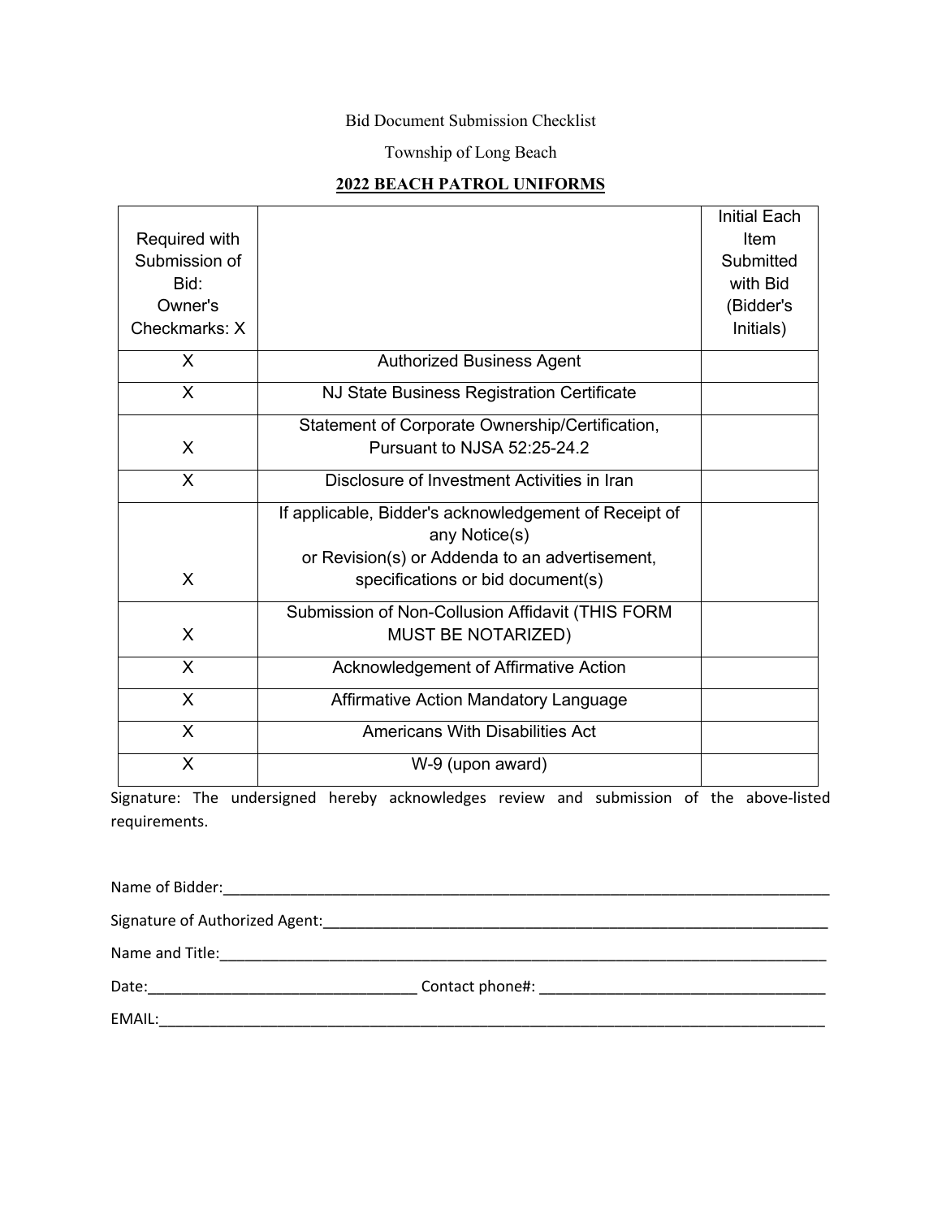Bid Document Submission Checklist

Township of Long Beach

**2022 BEACH PATROL UNIFORMS**

| Required with Submission of Bid: Owner's Checkmarks: X | | Initial Each Item Submitted with Bid (Bidder's Initials) |
|---|---|---|
| X | Authorized Business Agent | |
| X | NJ State Business Registration Certificate | |
| X | Statement of Corporate Ownership/Certification, Pursuant to NJSA 52:25-24.2 | |
| X | Disclosure of Investment Activities in Iran | |
| X | If applicable, Bidder's acknowledgement of Receipt of any Notice(s) or Revision(s) or Addenda to an advertisement, specifications or bid document(s) | |
| X | Submission of Non-Collusion Affidavit (THIS FORM MUST BE NOTARIZED) | |
| X | Acknowledgement of Affirmative Action | |
| X | Affirmative Action Mandatory Language | |
| X | Americans With Disabilities Act | |
| X | W-9 (upon award) | |

Signature: The undersigned hereby acknowledges review and submission of the above-listed requirements.

Name of Bidder:\_\_\_\_\_\_\_\_\_\_\_\_\_\_\_\_\_\_\_\_\_\_\_\_\_\_\_\_\_\_\_\_\_\_\_\_\_\_\_\_\_\_\_\_\_\_\_\_\_\_\_\_\_\_\_\_

Signature of Authorized Agent:\_\_\_\_\_\_\_\_\_\_\_\_\_\_\_\_\_\_\_\_\_\_\_\_\_\_\_\_\_\_\_\_\_\_\_\_\_\_\_\_\_\_\_\_\_\_

Name and Title:\_\_\_\_\_\_\_\_\_\_\_\_\_\_\_\_\_\_\_\_\_\_\_\_\_\_\_\_\_\_\_\_\_\_\_\_\_\_\_\_\_\_\_\_\_\_\_\_\_\_\_\_\_\_\_\_

Date:\_\_\_\_\_\_\_\_\_\_\_\_\_\_\_\_\_\_\_\_\_\_\_\_\_\_ Contact phone#: \_\_\_\_\_\_\_\_\_\_\_\_\_\_\_\_\_\_\_\_\_\_\_\_\_\_

EMAIL:\_\_\_\_\_\_\_\_\_\_\_\_\_\_\_\_\_\_\_\_\_\_\_\_\_\_\_\_\_\_\_\_\_\_\_\_\_\_\_\_\_\_\_\_\_\_\_\_\_\_\_\_\_\_\_\_\_\_\_\_\_\_\_\_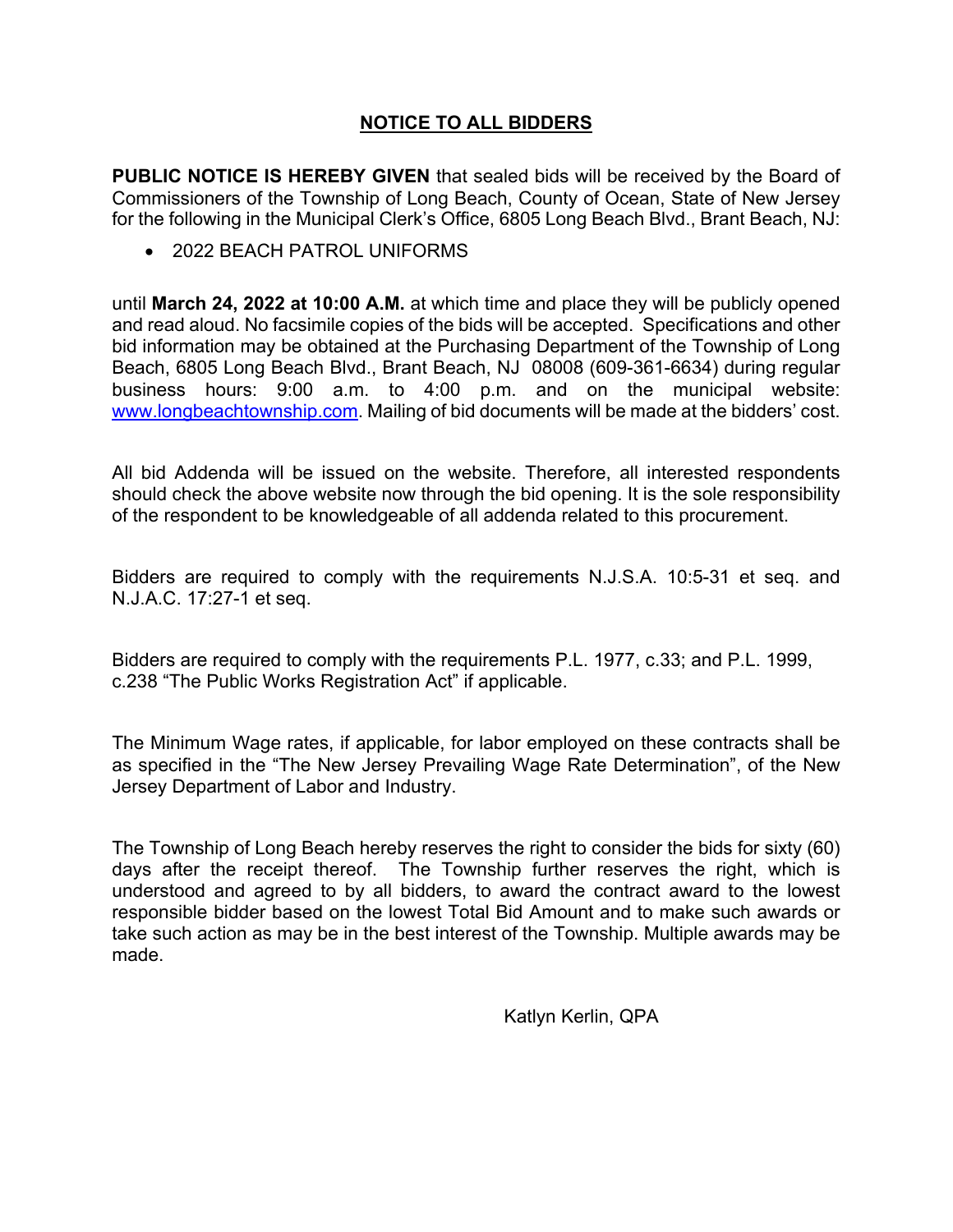# NOTICE TO ALL BIDDERS

**PUBLIC NOTICE IS HEREBY GIVEN** that sealed bids will be received by the Board of Commissioners of the Township of Long Beach, County of Ocean, State of New Jersey for the following in the Municipal Clerk's Office, 6805 Long Beach Blvd., Brant Beach, NJ:

- 2022 BEACH PATROL UNIFORMS

until **March 24, 2022 at 10:00 A.M.** at which time and place they will be publicly opened and read aloud. No facsimile copies of the bids will be accepted. Specifications and other bid information may be obtained at the Purchasing Department of the Township of Long Beach, 6805 Long Beach Blvd., Brant Beach, NJ 08008 (609-361-6634) during regular business hours: 9:00 a.m. to 4:00 p.m. and on the municipal website: www.longbeachtownship.com. Mailing of bid documents will be made at the bidders' cost.

All bid Addenda will be issued on the website. Therefore, all interested respondents should check the above website now through the bid opening. It is the sole responsibility of the respondent to be knowledgeable of all addenda related to this procurement.

Bidders are required to comply with the requirements N.J.S.A. 10:5-31 et seq. and N.J.A.C. 17:27-1 et seq.

Bidders are required to comply with the requirements P.L. 1977, c.33; and P.L. 1999, c.238 "The Public Works Registration Act" if applicable.

The Minimum Wage rates, if applicable, for labor employed on these contracts shall be as specified in the "The New Jersey Prevailing Wage Rate Determination", of the New Jersey Department of Labor and Industry.

The Township of Long Beach hereby reserves the right to consider the bids for sixty (60) days after the receipt thereof. The Township further reserves the right, which is understood and agreed to by all bidders, to award the contract award to the lowest responsible bidder based on the lowest Total Bid Amount and to make such awards or take such action as may be in the best interest of the Township. Multiple awards may be made.

Katlyn Kerlin, QPA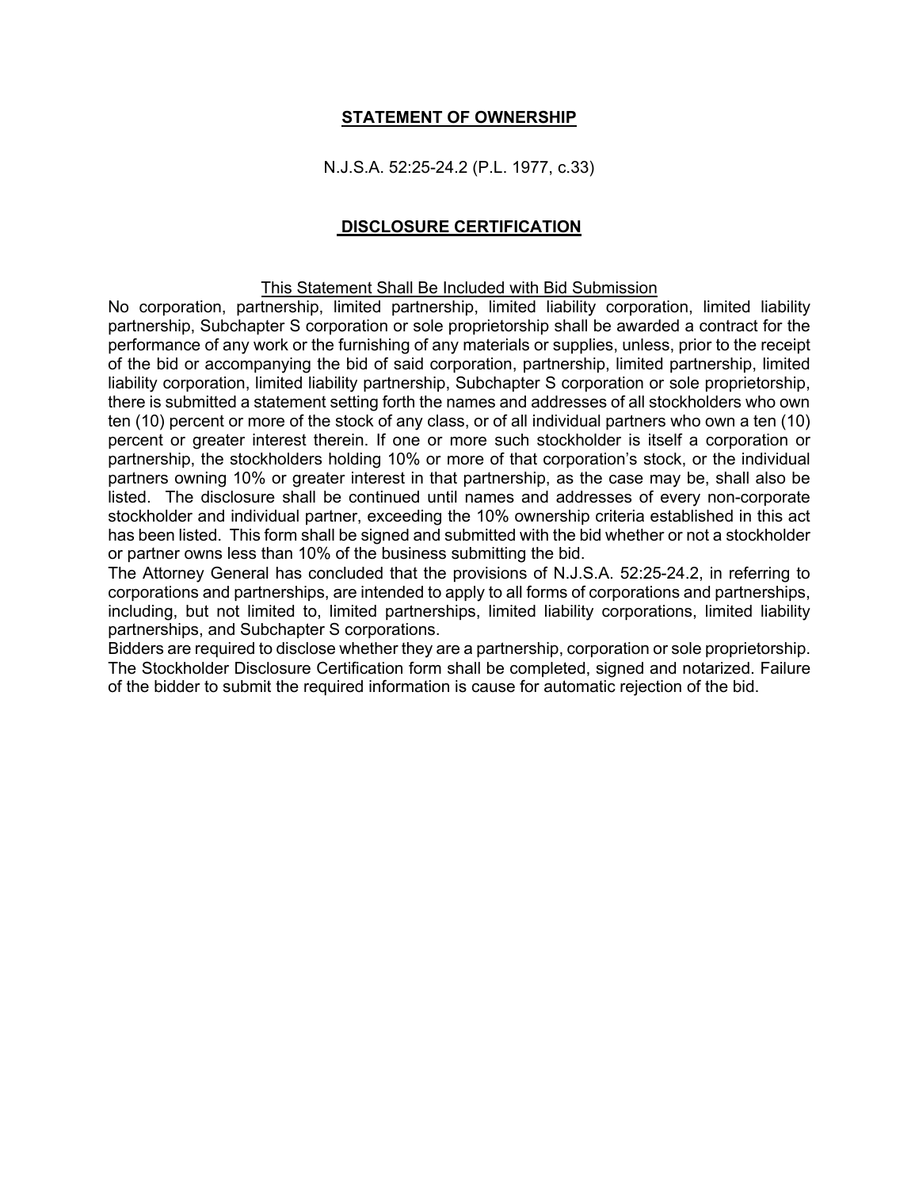## STATEMENT OF OWNERSHIP

N.J.S.A. 52:25-24.2 (P.L. 1977, c.33)

## DISCLOSURE CERTIFICATION

This Statement Shall Be Included with Bid Submission

No corporation, partnership, limited partnership, limited liability corporation, limited liability partnership, Subchapter S corporation or sole proprietorship shall be awarded a contract for the performance of any work or the furnishing of any materials or supplies, unless, prior to the receipt of the bid or accompanying the bid of said corporation, partnership, limited partnership, limited liability corporation, limited liability partnership, Subchapter S corporation or sole proprietorship, there is submitted a statement setting forth the names and addresses of all stockholders who own ten (10) percent or more of the stock of any class, or of all individual partners who own a ten (10) percent or greater interest therein. If one or more such stockholder is itself a corporation or partnership, the stockholders holding 10% or more of that corporation's stock, or the individual partners owning 10% or greater interest in that partnership, as the case may be, shall also be listed. The disclosure shall be continued until names and addresses of every non-corporate stockholder and individual partner, exceeding the 10% ownership criteria established in this act has been listed. This form shall be signed and submitted with the bid whether or not a stockholder or partner owns less than 10% of the business submitting the bid.

The Attorney General has concluded that the provisions of N.J.S.A. 52:25-24.2, in referring to corporations and partnerships, are intended to apply to all forms of corporations and partnerships, including, but not limited to, limited partnerships, limited liability corporations, limited liability partnerships, and Subchapter S corporations.

Bidders are required to disclose whether they are a partnership, corporation or sole proprietorship. The Stockholder Disclosure Certification form shall be completed, signed and notarized. Failure of the bidder to submit the required information is cause for automatic rejection of the bid.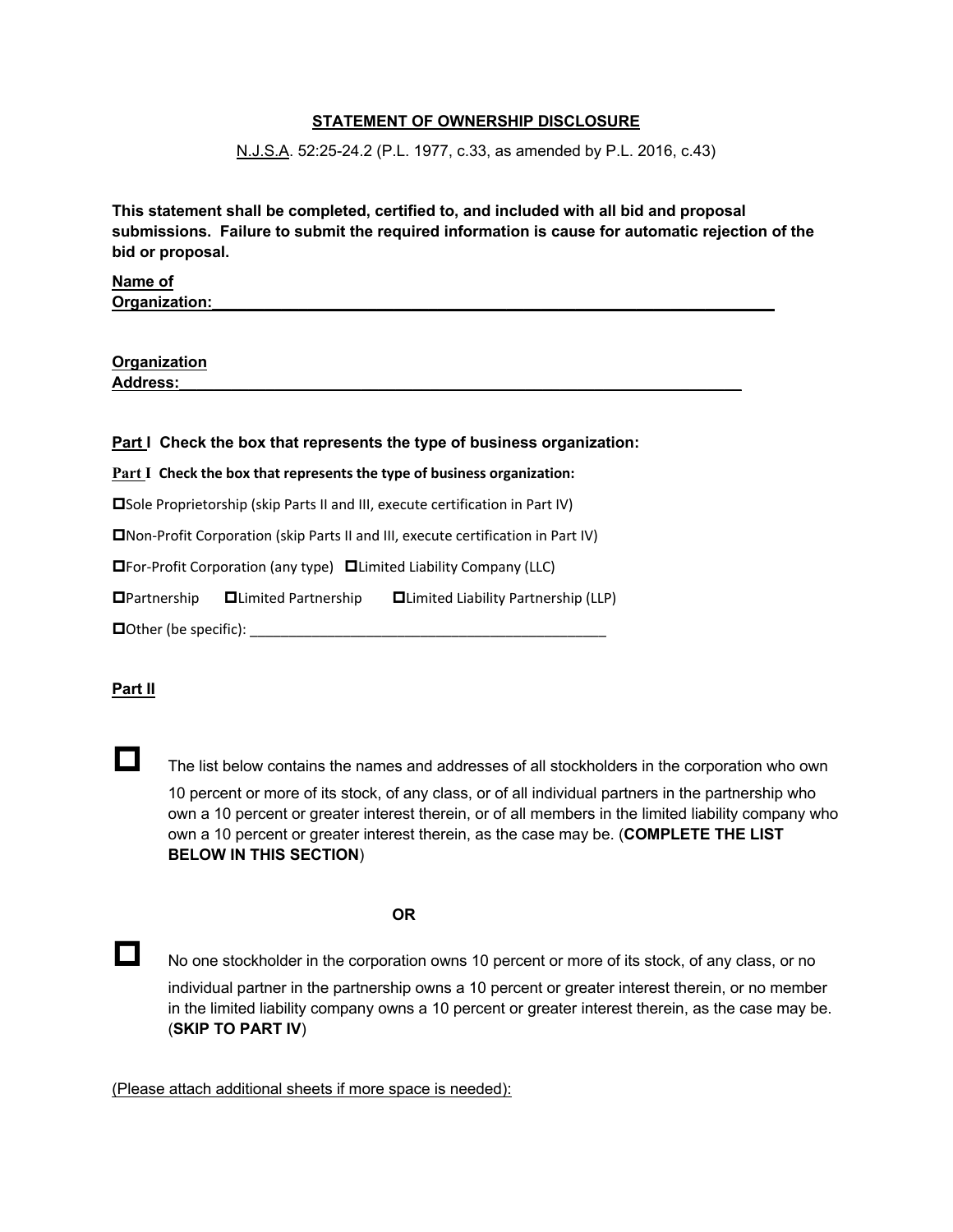## STATEMENT OF OWNERSHIP DISCLOSURE

N.J.S.A. 52:25-24.2 (P.L. 1977, c.33, as amended by P.L. 2016, c.43)

**This statement shall be completed, certified to, and included with all bid and proposal submissions. Failure to submit the required information is cause for automatic rejection of the bid or proposal.**

**Name of Organization:**\_\_\_\_\_\_\_\_\_\_\_\_\_\_\_\_\_\_\_\_\_\_\_\_\_\_\_\_\_\_\_\_\_\_\_\_\_\_\_\_\_\_\_\_\_\_\_\_\_\_\_\_\_\_\_\_\_\_\_\_\_\_

**Organization Address:**\_\_\_\_\_\_\_\_\_\_\_\_\_\_\_\_\_\_\_\_\_\_\_\_\_\_\_\_\_\_\_\_\_\_\_\_\_\_\_\_\_\_\_\_\_\_\_\_\_\_\_\_\_\_\_\_\_\_\_\_\_\_

**Part I Check the box that represents the type of business organization:**

**Part I Check the box that represents the type of business organization:**

☐ Sole Proprietorship (skip Parts II and III, execute certification in Part IV)

☐ Non-Profit Corporation (skip Parts II and III, execute certification in Part IV)

☐ For-Profit Corporation (any type) ☐ Limited Liability Company (LLC)

☐ Partnership ☐ Limited Partnership ☐ Limited Liability Partnership (LLP)

☐ Other (be specific): \_\_\_\_\_\_\_\_\_\_\_\_\_\_\_\_\_\_\_\_\_\_\_\_\_\_\_\_\_\_\_\_\_\_\_\_\_\_\_\_\_\_\_\_\_\_

**Part II**

☐ The list below contains the names and addresses of all stockholders in the corporation who own 10 percent or more of its stock, of any class, or of all individual partners in the partnership who own a 10 percent or greater interest therein, or of all members in the limited liability company who own a 10 percent or greater interest therein, as the case may be. (**COMPLETE THE LIST BELOW IN THIS SECTION**)

**OR**

☐ No one stockholder in the corporation owns 10 percent or more of its stock, of any class, or no individual partner in the partnership owns a 10 percent or greater interest therein, or no member in the limited liability company owns a 10 percent or greater interest therein, as the case may be. (**SKIP TO PART IV**)

(Please attach additional sheets if more space is needed):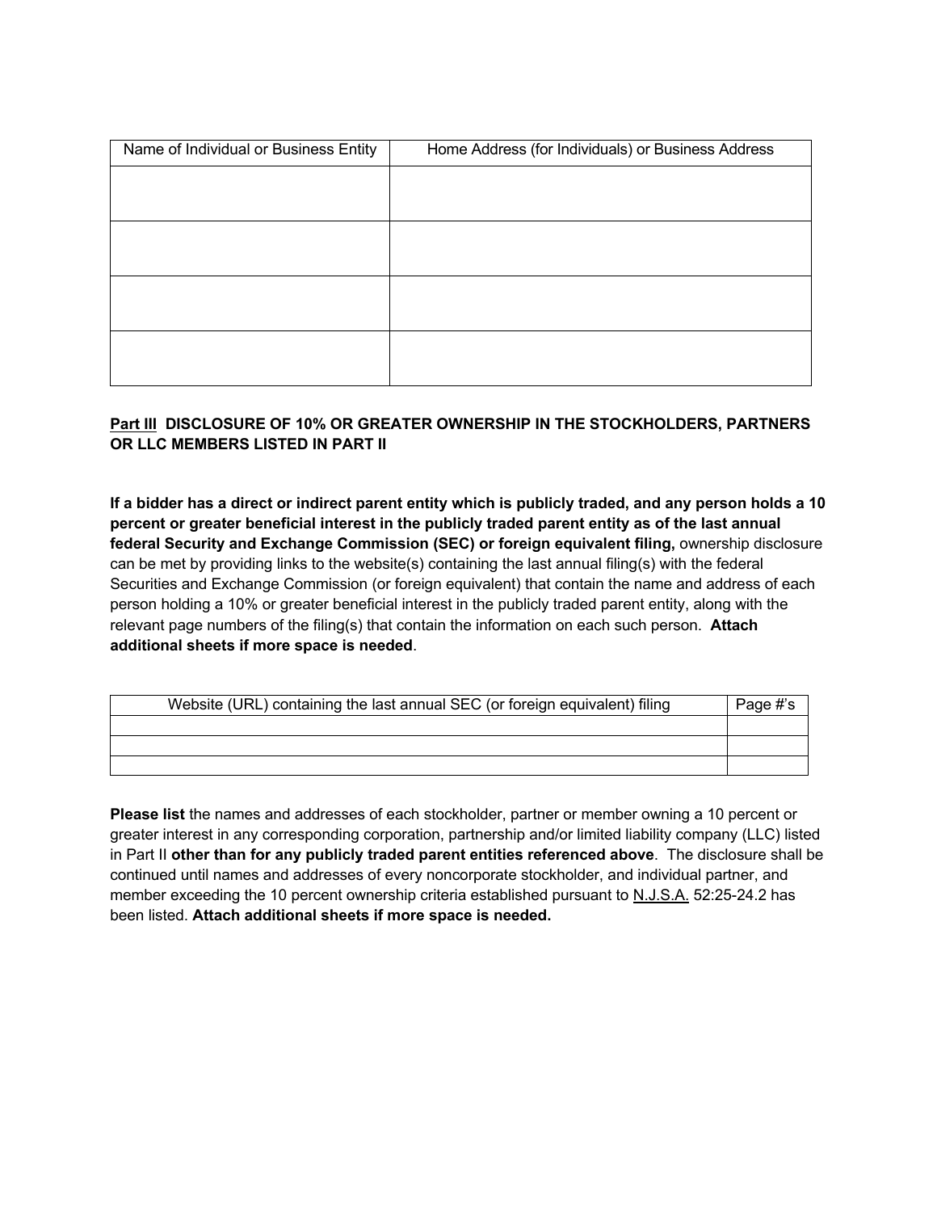| Name of Individual or Business Entity | Home Address (for Individuals) or Business Address |
|---|---|
| | |
| | |
| | |
| | |

**Part III DISCLOSURE OF 10% OR GREATER OWNERSHIP IN THE STOCKHOLDERS, PARTNERS OR LLC MEMBERS LISTED IN PART II**

**If a bidder has a direct or indirect parent entity which is publicly traded, and any person holds a 10 percent or greater beneficial interest in the publicly traded parent entity as of the last annual federal Security and Exchange Commission (SEC) or foreign equivalent filing,** ownership disclosure can be met by providing links to the website(s) containing the last annual filing(s) with the federal Securities and Exchange Commission (or foreign equivalent) that contain the name and address of each person holding a 10% or greater beneficial interest in the publicly traded parent entity, along with the relevant page numbers of the filing(s) that contain the information on each such person. **Attach additional sheets if more space is needed**.

| Website (URL) containing the last annual SEC (or foreign equivalent) filing | Page #'s |
|---|---|
| | |
| | |
| | |

**Please list** the names and addresses of each stockholder, partner or member owning a 10 percent or greater interest in any corresponding corporation, partnership and/or limited liability company (LLC) listed in Part II **other than for any publicly traded parent entities referenced above**. The disclosure shall be continued until names and addresses of every noncorporate stockholder, and individual partner, and member exceeding the 10 percent ownership criteria established pursuant to N.J.S.A. 52:25-24.2 has been listed. **Attach additional sheets if more space is needed.**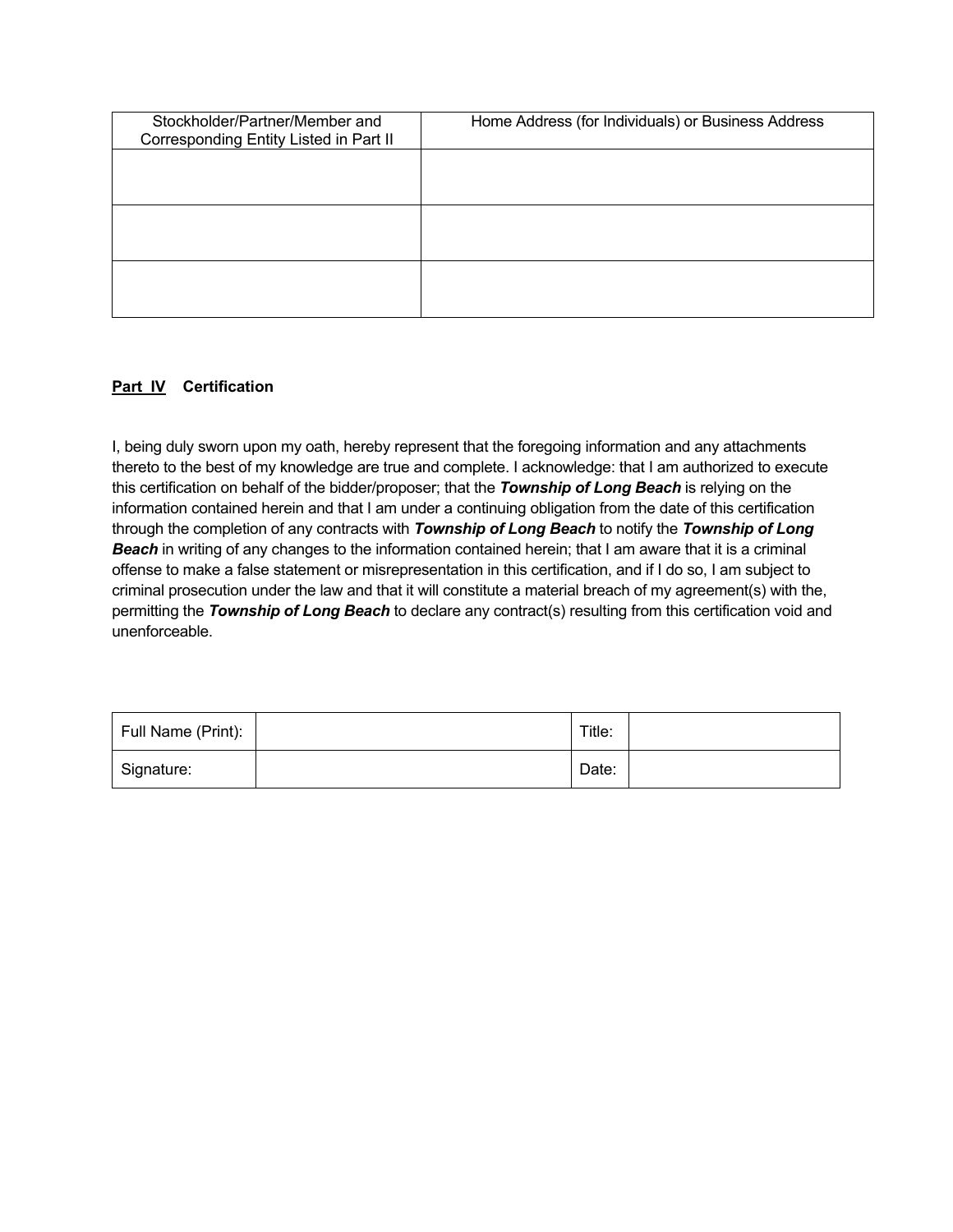| Stockholder/Partner/Member and Corresponding Entity Listed in Part II | Home Address (for Individuals) or Business Address |
| --- | --- |
| | |
| | |
| | |

**<u>Part IV</u> Certification**

I, being duly sworn upon my oath, hereby represent that the foregoing information and any attachments thereto to the best of my knowledge are true and complete. I acknowledge: that I am authorized to execute this certification on behalf of the bidder/proposer; that the ***Township of Long Beach*** is relying on the information contained herein and that I am under a continuing obligation from the date of this certification through the completion of any contracts with ***Township of Long Beach*** to notify the ***Township of Long Beach*** in writing of any changes to the information contained herein; that I am aware that it is a criminal offense to make a false statement or misrepresentation in this certification, and if I do so, I am subject to criminal prosecution under the law and that it will constitute a material breach of my agreement(s) with the, permitting the ***Township of Long Beach*** to declare any contract(s) resulting from this certification void and unenforceable.

| | | | |
| --- | --- | --- | --- |
| Full Name (Print): | | Title: | |
| Signature: | | Date: | |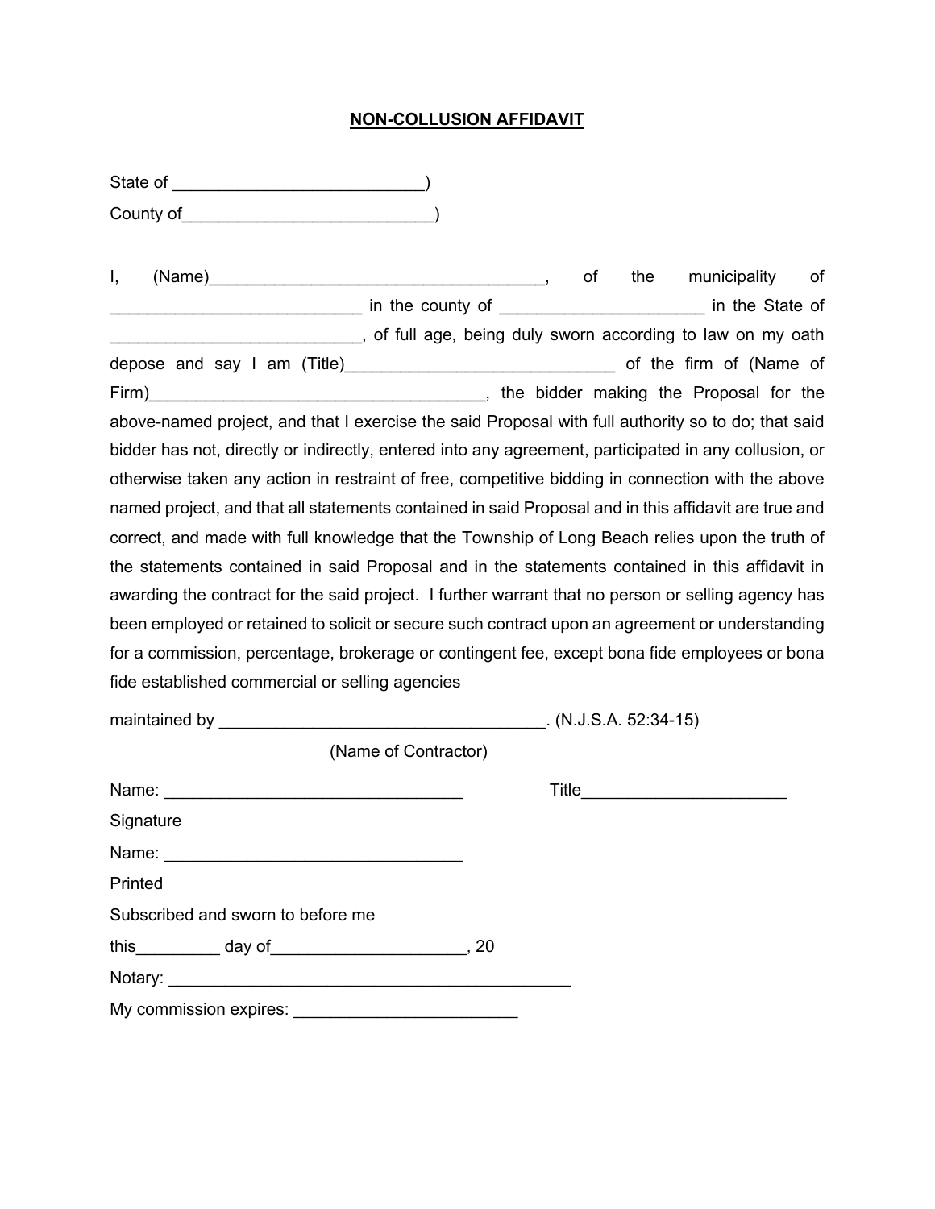**NON-COLLUSION AFFIDAVIT**

State of ___________________________)
County of___________________________)

I, (Name)___________________________________, of the municipality of ___________________________ in the county of _____________________ in the State of ___________________________, of full age, being duly sworn according to law on my oath depose and say I am (Title)_____________________________ of the firm of (Name of Firm)____________________________________, the bidder making the Proposal for the above-named project, and that I exercise the said Proposal with full authority so to do; that said bidder has not, directly or indirectly, entered into any agreement, participated in any collusion, or otherwise taken any action in restraint of free, competitive bidding in connection with the above named project, and that all statements contained in said Proposal and in this affidavit are true and correct, and made with full knowledge that the Township of Long Beach relies upon the truth of the statements contained in said Proposal and in the statements contained in this affidavit in awarding the contract for the said project. I further warrant that no person or selling agency has been employed or retained to solicit or secure such contract upon an agreement or understanding for a commission, percentage, brokerage or contingent fee, except bona fide employees or bona fide established commercial or selling agencies

maintained by ___________________________________. (N.J.S.A. 52:34-15)

(Name of Contractor)

Name: _______________________________ Title_____________________

Signature

Name: _______________________________

Printed

Subscribed and sworn to before me

this_________ day of____________________, 20

Notary: ___________________________________________

My commission expires: _______________________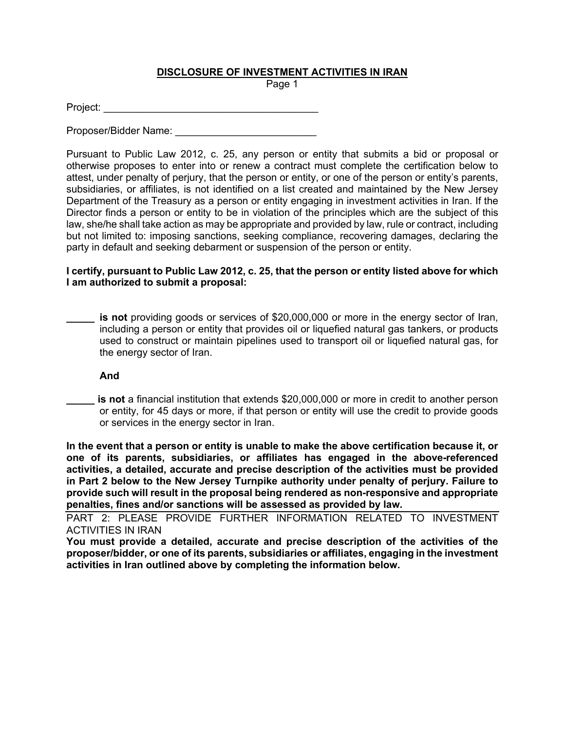# DISCLOSURE OF INVESTMENT ACTIVITIES IN IRAN

Page 1

Project: ______________________________________

Proposer/Bidder Name: _________________________

Pursuant to Public Law 2012, c. 25, any person or entity that submits a bid or proposal or otherwise proposes to enter into or renew a contract must complete the certification below to attest, under penalty of perjury, that the person or entity, or one of the person or entity's parents, subsidiaries, or affiliates, is not identified on a list created and maintained by the New Jersey Department of the Treasury as a person or entity engaging in investment activities in Iran. If the Director finds a person or entity to be in violation of the principles which are the subject of this law, she/he shall take action as may be appropriate and provided by law, rule or contract, including but not limited to: imposing sanctions, seeking compliance, recovering damages, declaring the party in default and seeking debarment or suspension of the person or entity.

**I certify, pursuant to Public Law 2012, c. 25, that the person or entity listed above for which I am authorized to submit a proposal:**

_____ **is not** providing goods or services of $20,000,000 or more in the energy sector of Iran, including a person or entity that provides oil or liquefied natural gas tankers, or products used to construct or maintain pipelines used to transport oil or liquefied natural gas, for the energy sector of Iran.

**And**

_____ **is not** a financial institution that extends $20,000,000 or more in credit to another person or entity, for 45 days or more, if that person or entity will use the credit to provide goods or services in the energy sector in Iran.

**In the event that a person or entity is unable to make the above certification because it, or one of its parents, subsidiaries, or affiliates has engaged in the above-referenced activities, a detailed, accurate and precise description of the activities must be provided in Part 2 below to the New Jersey Turnpike authority under penalty of perjury. Failure to provide such will result in the proposal being rendered as non-responsive and appropriate penalties, fines and/or sanctions will be assessed as provided by law.**

PART 2: PLEASE PROVIDE FURTHER INFORMATION RELATED TO INVESTMENT ACTIVITIES IN IRAN

**You must provide a detailed, accurate and precise description of the activities of the proposer/bidder, or one of its parents, subsidiaries or affiliates, engaging in the investment activities in Iran outlined above by completing the information below.**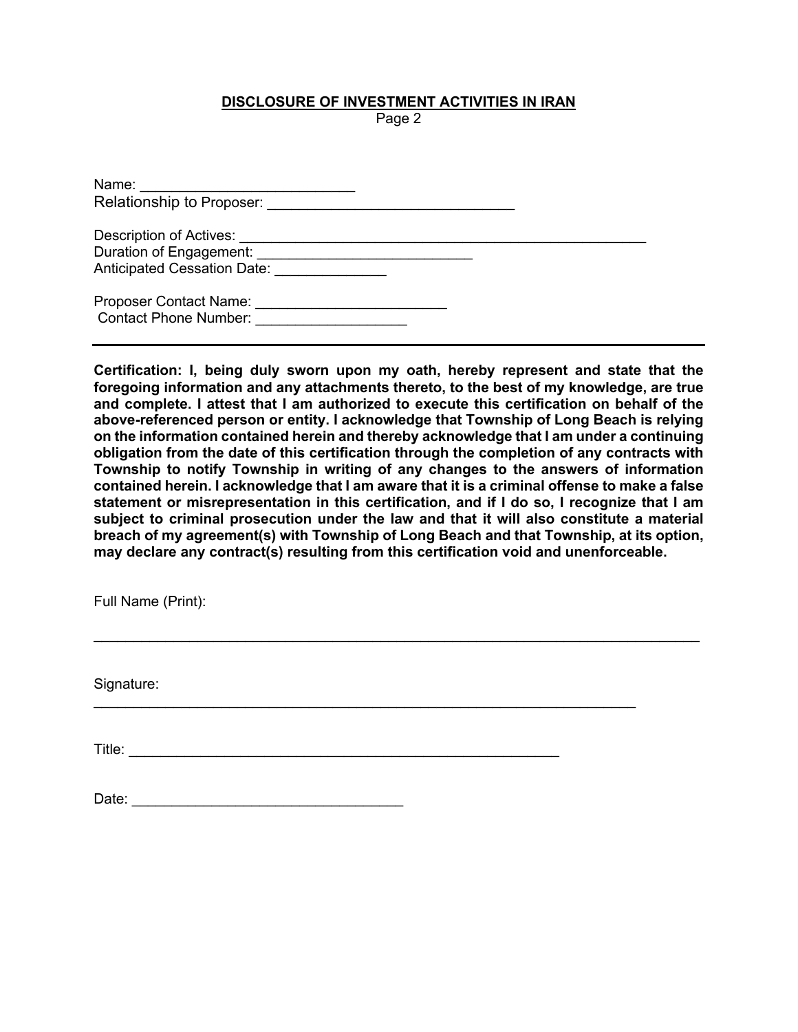**DISCLOSURE OF INVESTMENT ACTIVITIES IN IRAN**

Page 2

Name: __________________________
Relationship to Proposer: ______________________________

Description of Actives: ____________________________________________________
Duration of Engagement: ___________________________
Anticipated Cessation Date: ______________

Proposer Contact Name: ________________________
Contact Phone Number: ___________________

---

**Certification: I, being duly sworn upon my oath, hereby represent and state that the foregoing information and any attachments thereto, to the best of my knowledge, are true and complete. I attest that I am authorized to execute this certification on behalf of the above-referenced person or entity. I acknowledge that Township of Long Beach is relying on the information contained herein and thereby acknowledge that I am under a continuing obligation from the date of this certification through the completion of any contracts with Township to notify Township in writing of any changes to the answers of information contained herein. I acknowledge that I am aware that it is a criminal offense to make a false statement or misrepresentation in this certification, and if I do so, I recognize that I am subject to criminal prosecution under the law and that it will also constitute a material breach of my agreement(s) with Township of Long Beach and that Township, at its option, may declare any contract(s) resulting from this certification void and unenforceable.**

Full Name (Print):

_____________________________________________________________________________

Signature:

_____________________________________________________________________

Title: _______________________________________________________

Date: __________________________________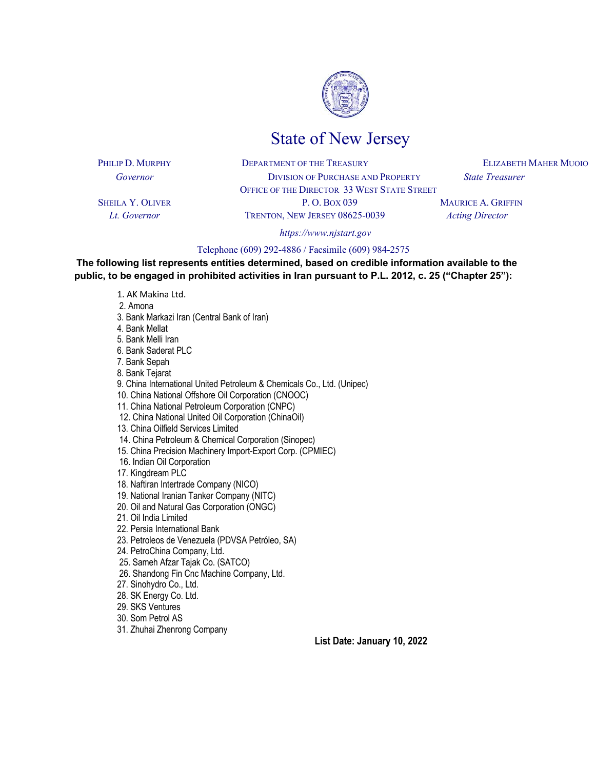# State of New Jersey

PHILIP D. MURPHY
*Governor*

SHEILA Y. OLIVER
*Lt. Governor*

DEPARTMENT OF THE TREASURY
DIVISION OF PURCHASE AND PROPERTY
OFFICE OF THE DIRECTOR 33 WEST STATE STREET
P. O. BOX 039
TRENTON, NEW JERSEY 08625-0039
*https://www.njstart.gov*

ELIZABETH MAHER MUOIO
*State Treasurer*

MAURICE A. GRIFFIN
*Acting Director*

Telephone (609) 292-4886 / Facsimile (609) 984-2575

**The following list represents entities determined, based on credible information available to the public, to be engaged in prohibited activities in Iran pursuant to P.L. 2012, c. 25 ("Chapter 25"):**

1. AK Makina Ltd.
2. Amona
3. Bank Markazi Iran (Central Bank of Iran)
4. Bank Mellat
5. Bank Melli Iran
6. Bank Saderat PLC
7. Bank Sepah
8. Bank Tejarat
9. China International United Petroleum & Chemicals Co., Ltd. (Unipec)
10. China National Offshore Oil Corporation (CNOOC)
11. China National Petroleum Corporation (CNPC)
12. China National United Oil Corporation (ChinaOil)
13. China Oilfield Services Limited
14. China Petroleum & Chemical Corporation (Sinopec)
15. China Precision Machinery Import-Export Corp. (CPMIEC)
16. Indian Oil Corporation
17. Kingdream PLC
18. Naftiran Intertrade Company (NICO)
19. National Iranian Tanker Company (NITC)
20. Oil and Natural Gas Corporation (ONGC)
21. Oil India Limited
22. Persia International Bank
23. Petroleos de Venezuela (PDVSA Petróleo, SA)
24. PetroChina Company, Ltd.
25. Sameh Afzar Tajak Co. (SATCO)
26. Shandong Fin Cnc Machine Company, Ltd.
27. Sinohydro Co., Ltd.
28. SK Energy Co. Ltd.
29. SKS Ventures
30. Som Petrol AS
31. Zhuhai Zhenrong Company

**List Date: January 10, 2022**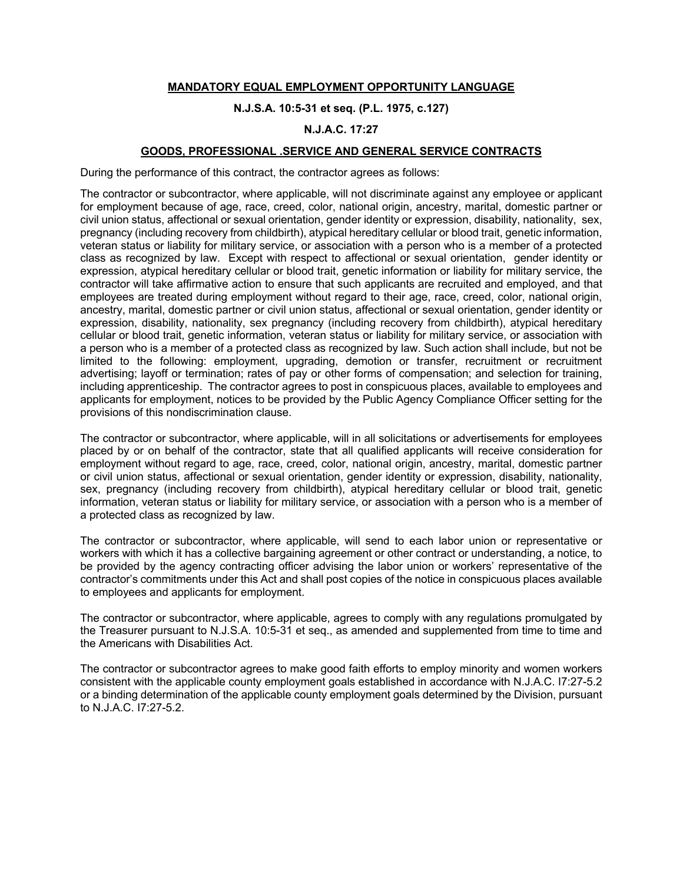**MANDATORY EQUAL EMPLOYMENT OPPORTUNITY LANGUAGE**

**N.J.S.A. 10:5-31 et seq. (P.L. 1975, c.127)**

**N.J.A.C. 17:27**

**GOODS, PROFESSIONAL .SERVICE AND GENERAL SERVICE CONTRACTS**

During the performance of this contract, the contractor agrees as follows:

The contractor or subcontractor, where applicable, will not discriminate against any employee or applicant for employment because of age, race, creed, color, national origin, ancestry, marital, domestic partner or civil union status, affectional or sexual orientation, gender identity or expression, disability, nationality, sex, pregnancy (including recovery from childbirth), atypical hereditary cellular or blood trait, genetic information, veteran status or liability for military service, or association with a person who is a member of a protected class as recognized by law. Except with respect to affectional or sexual orientation, gender identity or expression, atypical hereditary cellular or blood trait, genetic information or liability for military service, the contractor will take affirmative action to ensure that such applicants are recruited and employed, and that employees are treated during employment without regard to their age, race, creed, color, national origin, ancestry, marital, domestic partner or civil union status, affectional or sexual orientation, gender identity or expression, disability, nationality, sex pregnancy (including recovery from childbirth), atypical hereditary cellular or blood trait, genetic information, veteran status or liability for military service, or association with a person who is a member of a protected class as recognized by law. Such action shall include, but not be limited to the following: employment, upgrading, demotion or transfer, recruitment or recruitment advertising; layoff or termination; rates of pay or other forms of compensation; and selection for training, including apprenticeship. The contractor agrees to post in conspicuous places, available to employees and applicants for employment, notices to be provided by the Public Agency Compliance Officer setting for the provisions of this nondiscrimination clause.

The contractor or subcontractor, where applicable, will in all solicitations or advertisements for employees placed by or on behalf of the contractor, state that all qualified applicants will receive consideration for employment without regard to age, race, creed, color, national origin, ancestry, marital, domestic partner or civil union status, affectional or sexual orientation, gender identity or expression, disability, nationality, sex, pregnancy (including recovery from childbirth), atypical hereditary cellular or blood trait, genetic information, veteran status or liability for military service, or association with a person who is a member of a protected class as recognized by law.

The contractor or subcontractor, where applicable, will send to each labor union or representative or workers with which it has a collective bargaining agreement or other contract or understanding, a notice, to be provided by the agency contracting officer advising the labor union or workers' representative of the contractor's commitments under this Act and shall post copies of the notice in conspicuous places available to employees and applicants for employment.

The contractor or subcontractor, where applicable, agrees to comply with any regulations promulgated by the Treasurer pursuant to N.J.S.A. 10:5-31 et seq., as amended and supplemented from time to time and the Americans with Disabilities Act.

The contractor or subcontractor agrees to make good faith efforts to employ minority and women workers consistent with the applicable county employment goals established in accordance with N.J.A.C. I7:27-5.2 or a binding determination of the applicable county employment goals determined by the Division, pursuant to N.J.A.C. I7:27-5.2.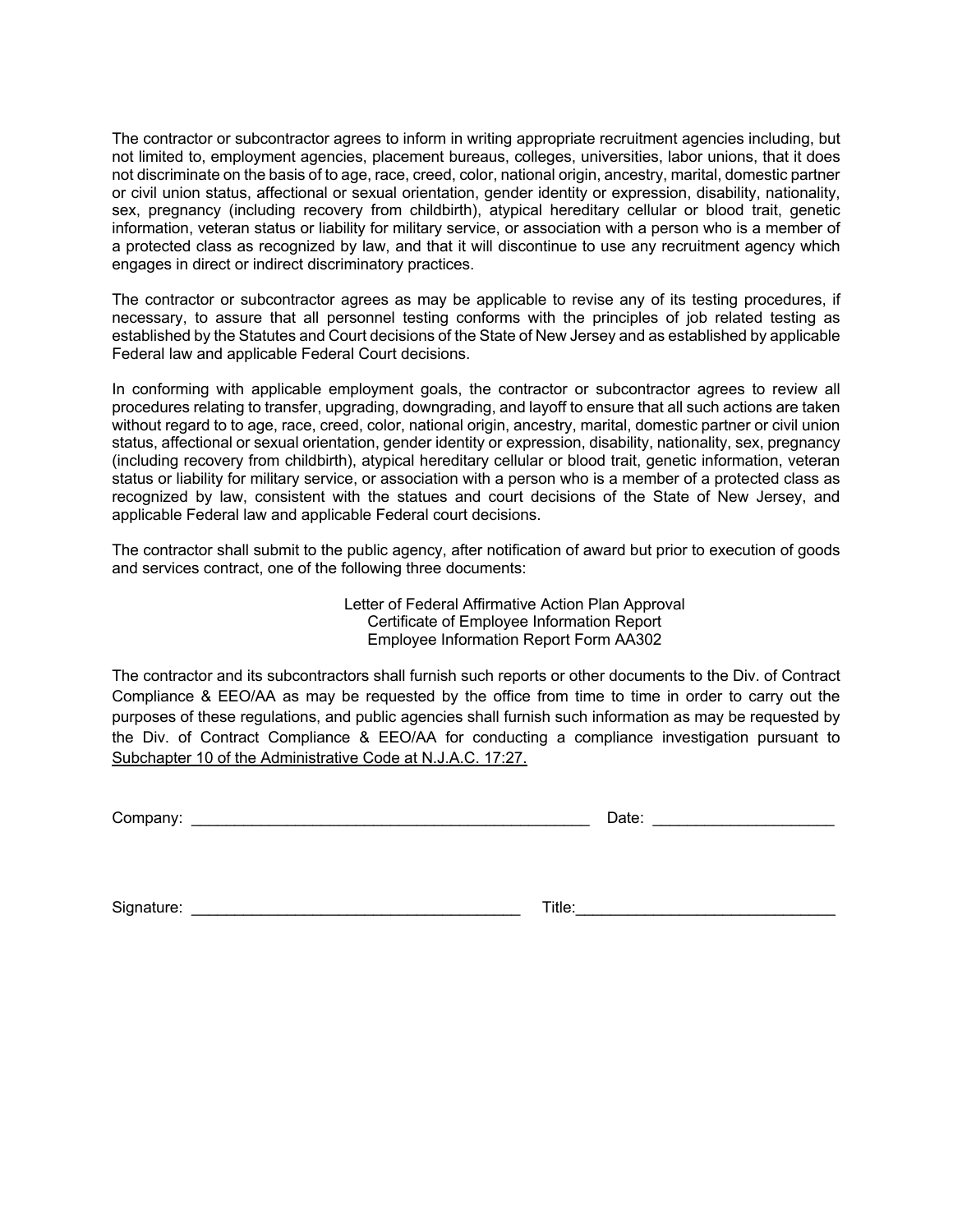The contractor or subcontractor agrees to inform in writing appropriate recruitment agencies including, but not limited to, employment agencies, placement bureaus, colleges, universities, labor unions, that it does not discriminate on the basis of to age, race, creed, color, national origin, ancestry, marital, domestic partner or civil union status, affectional or sexual orientation, gender identity or expression, disability, nationality, sex, pregnancy (including recovery from childbirth), atypical hereditary cellular or blood trait, genetic information, veteran status or liability for military service, or association with a person who is a member of a protected class as recognized by law, and that it will discontinue to use any recruitment agency which engages in direct or indirect discriminatory practices.

The contractor or subcontractor agrees as may be applicable to revise any of its testing procedures, if necessary, to assure that all personnel testing conforms with the principles of job related testing as established by the Statutes and Court decisions of the State of New Jersey and as established by applicable Federal law and applicable Federal Court decisions.

In conforming with applicable employment goals, the contractor or subcontractor agrees to review all procedures relating to transfer, upgrading, downgrading, and layoff to ensure that all such actions are taken without regard to to age, race, creed, color, national origin, ancestry, marital, domestic partner or civil union status, affectional or sexual orientation, gender identity or expression, disability, nationality, sex, pregnancy (including recovery from childbirth), atypical hereditary cellular or blood trait, genetic information, veteran status or liability for military service, or association with a person who is a member of a protected class as recognized by law, consistent with the statues and court decisions of the State of New Jersey, and applicable Federal law and applicable Federal court decisions.

The contractor shall submit to the public agency, after notification of award but prior to execution of goods and services contract, one of the following three documents:

Letter of Federal Affirmative Action Plan Approval
Certificate of Employee Information Report
Employee Information Report Form AA302

The contractor and its subcontractors shall furnish such reports or other documents to the Div. of Contract Compliance & EEO/AA as may be requested by the office from time to time in order to carry out the purposes of these regulations, and public agencies shall furnish such information as may be requested by the Div. of Contract Compliance & EEO/AA for conducting a compliance investigation pursuant to Subchapter 10 of the Administrative Code at N.J.A.C. 17:27.

Company: _______________________________________________ Date: ____________________

Signature: ______________________________________ Title:_____________________________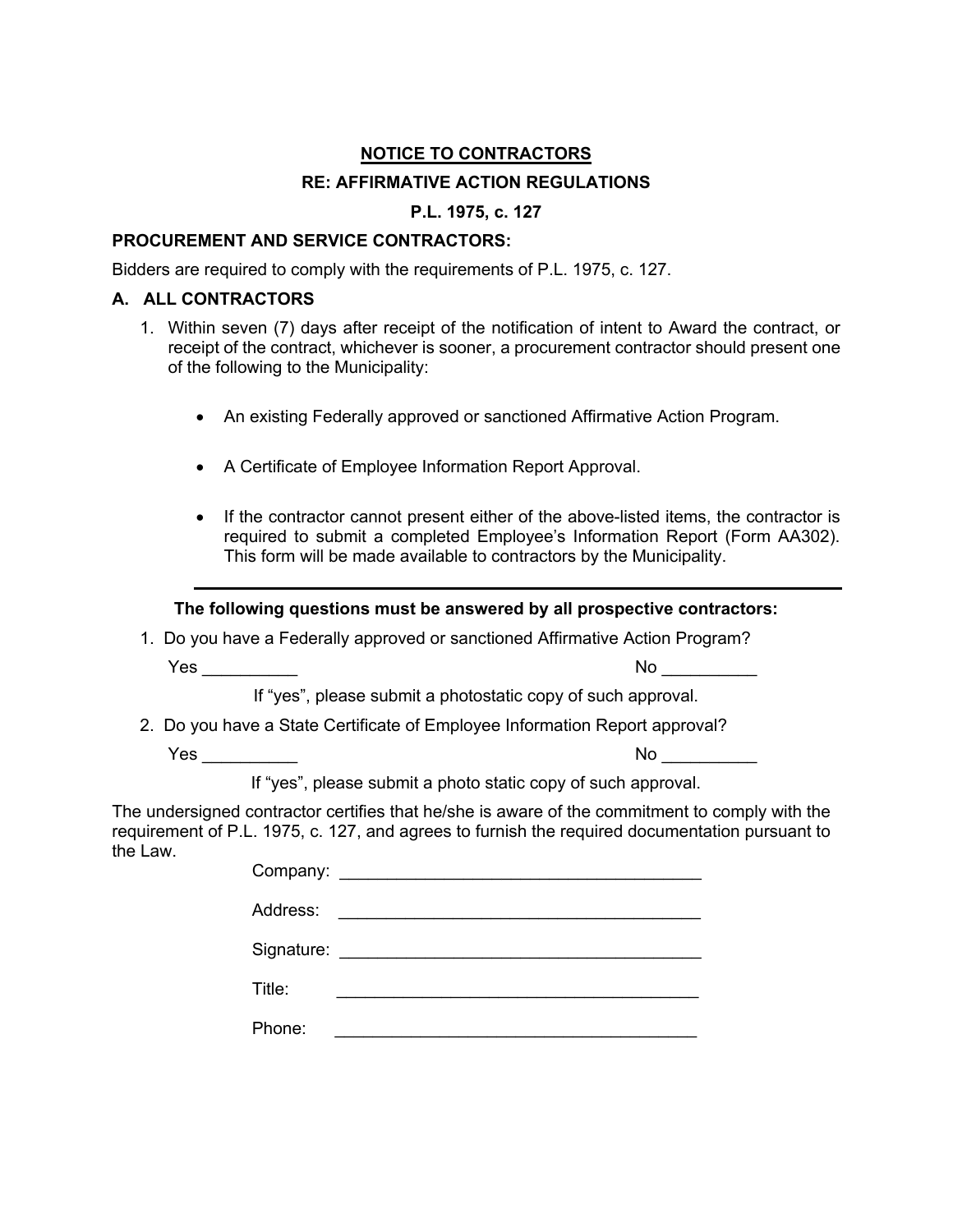**NOTICE TO CONTRACTORS**

**RE: AFFIRMATIVE ACTION REGULATIONS**

**P.L. 1975, c. 127**

**PROCUREMENT AND SERVICE CONTRACTORS:**

Bidders are required to comply with the requirements of P.L. 1975, c. 127.

**A. ALL CONTRACTORS**

1. Within seven (7) days after receipt of the notification of intent to Award the contract, or receipt of the contract, whichever is sooner, a procurement contractor should present one of the following to the Municipality:

   - An existing Federally approved or sanctioned Affirmative Action Program.
   - A Certificate of Employee Information Report Approval.
   - If the contractor cannot present either of the above-listed items, the contractor is required to submit a completed Employee's Information Report (Form AA302). This form will be made available to contractors by the Municipality.

---

**The following questions must be answered by all prospective contractors:**

1. Do you have a Federally approved or sanctioned Affirmative Action Program?

   Yes __________ No __________

   If "yes", please submit a photostatic copy of such approval.

2. Do you have a State Certificate of Employee Information Report approval?

   Yes __________ No __________

   If "yes", please submit a photo static copy of such approval.

The undersigned contractor certifies that he/she is aware of the commitment to comply with the requirement of P.L. 1975, c. 127, and agrees to furnish the required documentation pursuant to the Law.

Company: ______________________________________

Address: ______________________________________

Signature: ______________________________________

Title: ______________________________________

Phone: ______________________________________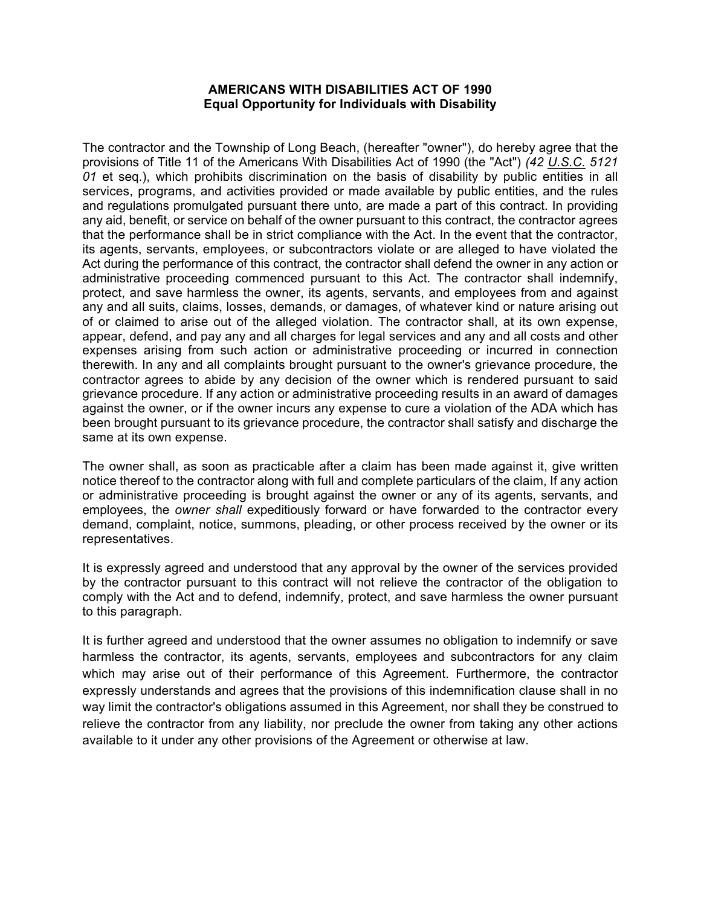**AMERICANS WITH DISABILITIES ACT OF 1990**
**Equal Opportunity for Individuals with Disability**

The contractor and the Township of Long Beach, (hereafter "owner"), do hereby agree that the provisions of Title 11 of the Americans With Disabilities Act of 1990 (the "Act") *(42 U.S.C. 5121 01* et seq.), which prohibits discrimination on the basis of disability by public entities in all services, programs, and activities provided or made available by public entities, and the rules and regulations promulgated pursuant there unto, are made a part of this contract. In providing any aid, benefit, or service on behalf of the owner pursuant to this contract, the contractor agrees that the performance shall be in strict compliance with the Act. In the event that the contractor, its agents, servants, employees, or subcontractors violate or are alleged to have violated the Act during the performance of this contract, the contractor shall defend the owner in any action or administrative proceeding commenced pursuant to this Act. The contractor shall indemnify, protect, and save harmless the owner, its agents, servants, and employees from and against any and all suits, claims, losses, demands, or damages, of whatever kind or nature arising out of or claimed to arise out of the alleged violation. The contractor shall, at its own expense, appear, defend, and pay any and all charges for legal services and any and all costs and other expenses arising from such action or administrative proceeding or incurred in connection therewith. In any and all complaints brought pursuant to the owner's grievance procedure, the contractor agrees to abide by any decision of the owner which is rendered pursuant to said grievance procedure. If any action or administrative proceeding results in an award of damages against the owner, or if the owner incurs any expense to cure a violation of the ADA which has been brought pursuant to its grievance procedure, the contractor shall satisfy and discharge the same at its own expense.

The owner shall, as soon as practicable after a claim has been made against it, give written notice thereof to the contractor along with full and complete particulars of the claim, If any action or administrative proceeding is brought against the owner or any of its agents, servants, and employees, the *owner shall* expeditiously forward or have forwarded to the contractor every demand, complaint, notice, summons, pleading, or other process received by the owner or its representatives.

It is expressly agreed and understood that any approval by the owner of the services provided by the contractor pursuant to this contract will not relieve the contractor of the obligation to comply with the Act and to defend, indemnify, protect, and save harmless the owner pursuant to this paragraph.

It is further agreed and understood that the owner assumes no obligation to indemnify or save harmless the contractor, its agents, servants, employees and subcontractors for any claim which may arise out of their performance of this Agreement. Furthermore, the contractor expressly understands and agrees that the provisions of this indemnification clause shall in no way limit the contractor's obligations assumed in this Agreement, nor shall they be construed to relieve the contractor from any liability, nor preclude the owner from taking any other actions available to it under any other provisions of the Agreement or otherwise at law.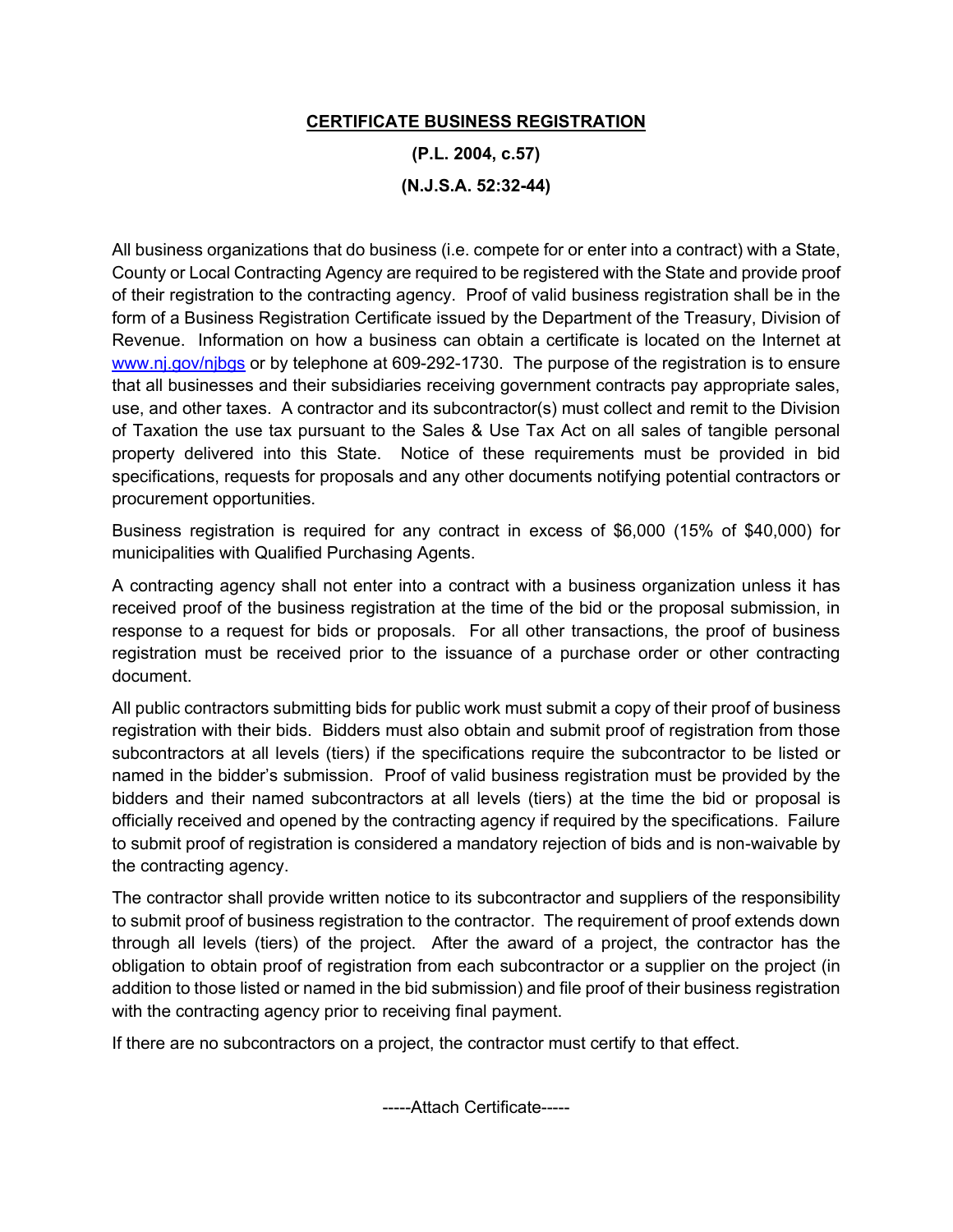# CERTIFICATE BUSINESS REGISTRATION

**(P.L. 2004, c.57)**

**(N.J.S.A. 52:32-44)**

All business organizations that do business (i.e. compete for or enter into a contract) with a State, County or Local Contracting Agency are required to be registered with the State and provide proof of their registration to the contracting agency. Proof of valid business registration shall be in the form of a Business Registration Certificate issued by the Department of the Treasury, Division of Revenue. Information on how a business can obtain a certificate is located on the Internet at [www.nj.gov/njbgs](http://www.nj.gov/njbgs) or by telephone at 609-292-1730. The purpose of the registration is to ensure that all businesses and their subsidiaries receiving government contracts pay appropriate sales, use, and other taxes. A contractor and its subcontractor(s) must collect and remit to the Division of Taxation the use tax pursuant to the Sales & Use Tax Act on all sales of tangible personal property delivered into this State. Notice of these requirements must be provided in bid specifications, requests for proposals and any other documents notifying potential contractors or procurement opportunities.

Business registration is required for any contract in excess of $6,000 (15% of $40,000) for municipalities with Qualified Purchasing Agents.

A contracting agency shall not enter into a contract with a business organization unless it has received proof of the business registration at the time of the bid or the proposal submission, in response to a request for bids or proposals. For all other transactions, the proof of business registration must be received prior to the issuance of a purchase order or other contracting document.

All public contractors submitting bids for public work must submit a copy of their proof of business registration with their bids. Bidders must also obtain and submit proof of registration from those subcontractors at all levels (tiers) if the specifications require the subcontractor to be listed or named in the bidder's submission. Proof of valid business registration must be provided by the bidders and their named subcontractors at all levels (tiers) at the time the bid or proposal is officially received and opened by the contracting agency if required by the specifications. Failure to submit proof of registration is considered a mandatory rejection of bids and is non-waivable by the contracting agency.

The contractor shall provide written notice to its subcontractor and suppliers of the responsibility to submit proof of business registration to the contractor. The requirement of proof extends down through all levels (tiers) of the project. After the award of a project, the contractor has the obligation to obtain proof of registration from each subcontractor or a supplier on the project (in addition to those listed or named in the bid submission) and file proof of their business registration with the contracting agency prior to receiving final payment.

If there are no subcontractors on a project, the contractor must certify to that effect.

-----Attach Certificate-----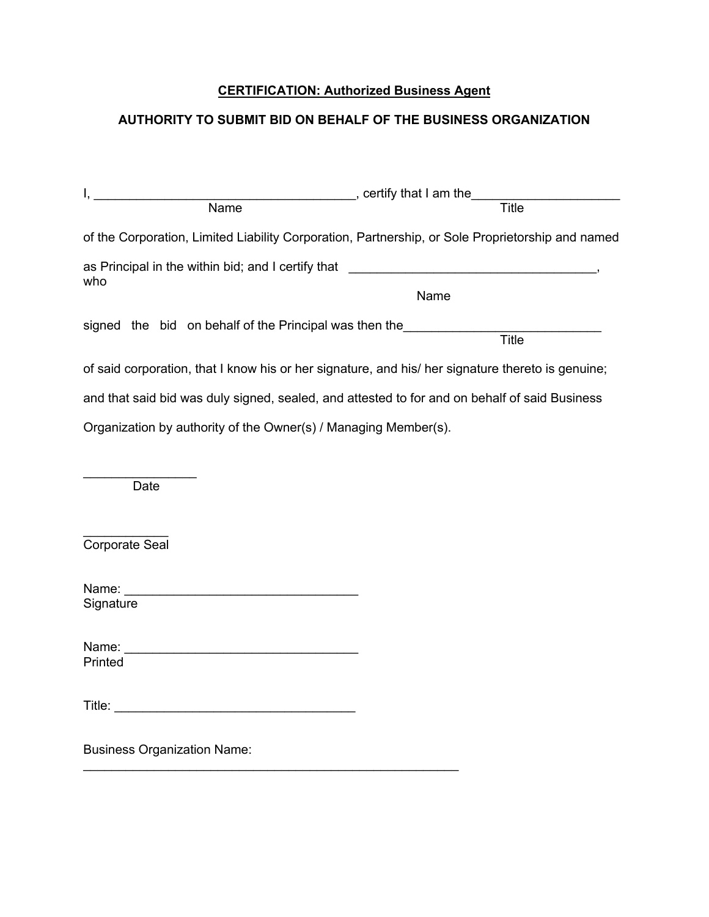**CERTIFICATION: Authorized Business Agent**

**AUTHORITY TO SUBMIT BID ON BEHALF OF THE BUSINESS ORGANIZATION**

I, _____________________________________, certify that I am the_____________________
Name Title

of the Corporation, Limited Liability Corporation, Partnership, or Sole Proprietorship and named

as Principal in the within bid; and I certify that ___________________________________, who
Name

signed the bid on behalf of the Principal was then the___________________________
Title

of said corporation, that I know his or her signature, and his/ her signature thereto is genuine;

and that said bid was duly signed, sealed, and attested to for and on behalf of said Business

Organization by authority of the Owner(s) / Managing Member(s).

________________
Date

____________
Corporate Seal

Name: _________________________________
Signature

Name: _________________________________
Printed

Title: __________________________________

Business Organization Name:
_______________________________________________________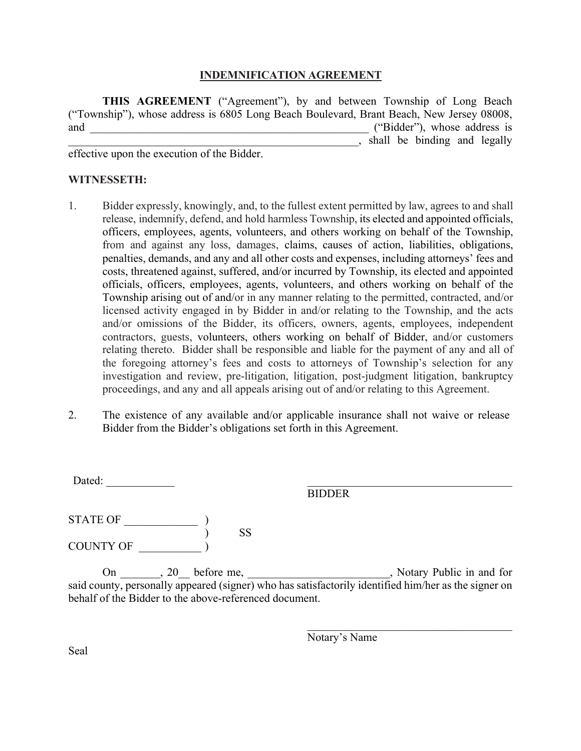# INDEMNIFICATION AGREEMENT

**THIS AGREEMENT** ("Agreement"), by and between Township of Long Beach ("Township"), whose address is 6805 Long Beach Boulevard, Brant Beach, New Jersey 08008, and ___________________________________________________ ("Bidder"), whose address is ___________________________________________________, shall be binding and legally effective upon the execution of the Bidder.

**WITNESSETH:**

1. Bidder expressly, knowingly, and, to the fullest extent permitted by law, agrees to and shall release, indemnify, defend, and hold harmless Township, its elected and appointed officials, officers, employees, agents, volunteers, and others working on behalf of the Township, from and against any loss, damages, claims, causes of action, liabilities, obligations, penalties, demands, and any and all other costs and expenses, including attorneys' fees and costs, threatened against, suffered, and/or incurred by Township, its elected and appointed officials, officers, employees, agents, volunteers, and others working on behalf of the Township arising out of and/or in any manner relating to the permitted, contracted, and/or licensed activity engaged in by Bidder in and/or relating to the Township, and the acts and/or omissions of the Bidder, its officers, owners, agents, employees, independent contractors, guests, volunteers, others working on behalf of Bidder, and/or customers relating thereto. Bidder shall be responsible and liable for the payment of any and all of the foregoing attorney's fees and costs to attorneys of Township's selection for any investigation and review, pre-litigation, litigation, post-judgment litigation, bankruptcy proceedings, and any and all appeals arising out of and/or relating to this Agreement.

2. The existence of any available and/or applicable insurance shall not waive or release Bidder from the Bidder's obligations set forth in this Agreement.

Dated: ____________

_____________________________________
BIDDER

STATE OF _____________ )
) SS
COUNTY OF ___________ )

On _______, 20__ before me, _________________________, Notary Public in and for said county, personally appeared (signer) who has satisfactorily identified him/her as the signer on behalf of the Bidder to the above-referenced document.

_____________________________________
Notary's Name

Seal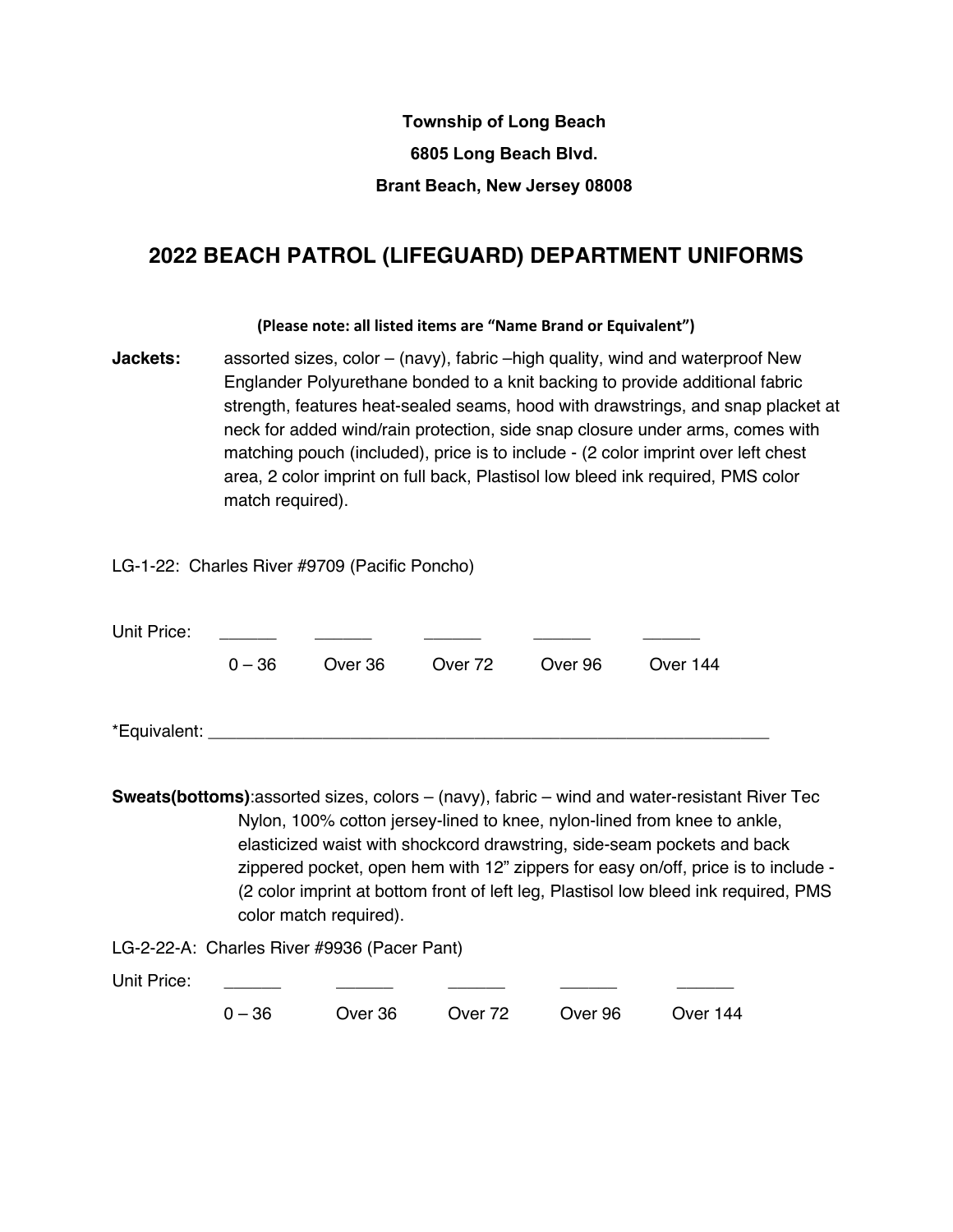**Township of Long Beach**

**6805 Long Beach Blvd.**

**Brant Beach, New Jersey 08008**

## 2022 BEACH PATROL (LIFEGUARD) DEPARTMENT UNIFORMS

**(Please note: all listed items are "Name Brand or Equivalent")**

**Jackets:** assorted sizes, color – (navy), fabric –high quality, wind and waterproof New Englander Polyurethane bonded to a knit backing to provide additional fabric strength, features heat-sealed seams, hood with drawstrings, and snap placket at neck for added wind/rain protection, side snap closure under arms, comes with matching pouch (included), price is to include - (2 color imprint over left chest area, 2 color imprint on full back, Plastisol low bleed ink required, PMS color match required).

LG-1-22: Charles River #9709 (Pacific Poncho)

| Unit Price: | ______ | ______ | ______ | ______ | ______ |
|---|---|---|---|---|---|
| | 0 – 36 | Over 36 | Over 72 | Over 96 | Over 144 |

*Equivalent: ____________________________________________________________

**Sweats(bottoms)**:assorted sizes, colors – (navy), fabric – wind and water-resistant River Tec Nylon, 100% cotton jersey-lined to knee, nylon-lined from knee to ankle, elasticized waist with shockcord drawstring, side-seam pockets and back zippered pocket, open hem with 12" zippers for easy on/off, price is to include - (2 color imprint at bottom front of left leg, Plastisol low bleed ink required, PMS color match required).

LG-2-22-A: Charles River #9936 (Pacer Pant)

| Unit Price: | ______ | ______ | ______ | ______ | ______ |
|---|---|---|---|---|---|
| | 0 – 36 | Over 36 | Over 72 | Over 96 | Over 144 |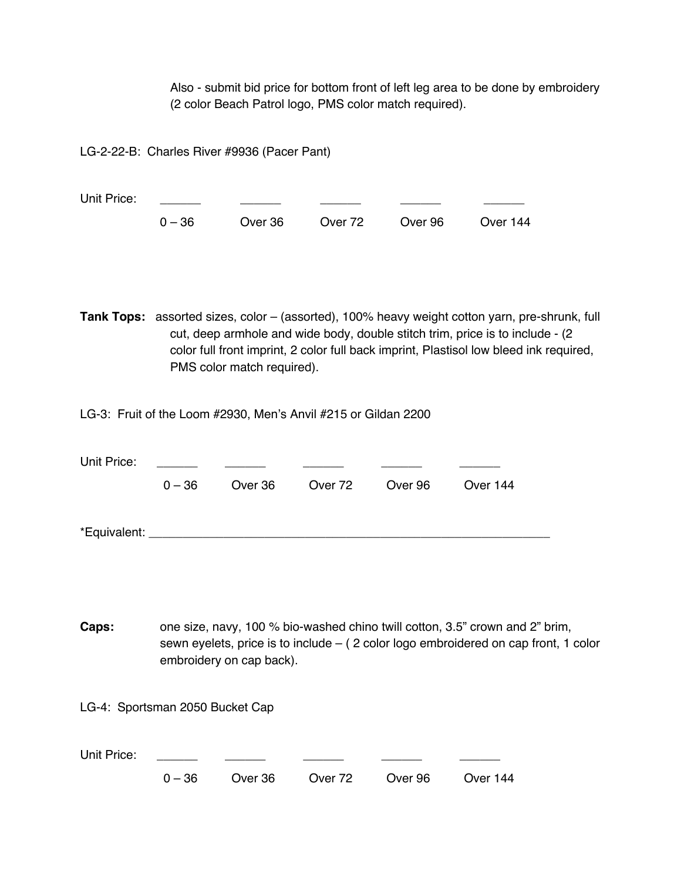Also - submit bid price for bottom front of left leg area to be done by embroidery (2 color Beach Patrol logo, PMS color match required).

LG-2-22-B: Charles River #9936 (Pacer Pant)

| Unit Price: | ______ | ______ | ______ | ______ | ______ |
|---|---|---|---|---|---|
| | 0 – 36 | Over 36 | Over 72 | Over 96 | Over 144 |

**Tank Tops:** assorted sizes, color – (assorted), 100% heavy weight cotton yarn, pre-shrunk, full cut, deep armhole and wide body, double stitch trim, price is to include - (2 color full front imprint, 2 color full back imprint, Plastisol low bleed ink required, PMS color match required).

LG-3: Fruit of the Loom #2930, Men's Anvil #215 or Gildan 2200

| Unit Price: | ______ | ______ | ______ | ______ | ______ |
|---|---|---|---|---|---|
| | 0 – 36 | Over 36 | Over 72 | Over 96 | Over 144 |

*Equivalent: ____________________________________________________________

**Caps:** one size, navy, 100 % bio-washed chino twill cotton, 3.5" crown and 2" brim, sewn eyelets, price is to include – ( 2 color logo embroidered on cap front, 1 color embroidery on cap back).

LG-4: Sportsman 2050 Bucket Cap

| Unit Price: | ______ | ______ | ______ | ______ | ______ |
|---|---|---|---|---|---|
| | 0 – 36 | Over 36 | Over 72 | Over 96 | Over 144 |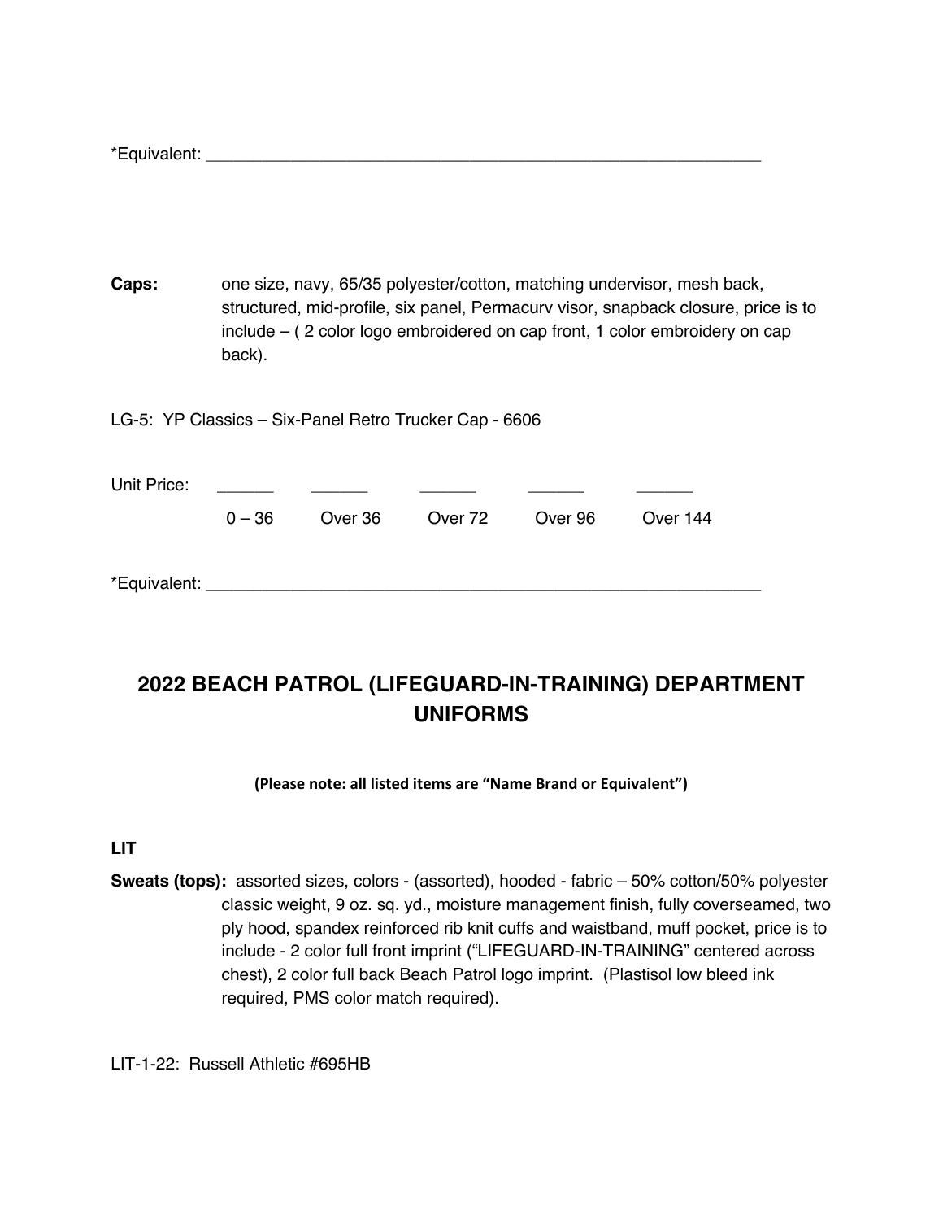*Equivalent: ______________________________________________________________

**Caps:** one size, navy, 65/35 polyester/cotton, matching undervisor, mesh back, structured, mid-profile, six panel, Permacurv visor, snapback closure, price is to include – ( 2 color logo embroidered on cap front, 1 color embroidery on cap back).

LG-5: YP Classics – Six-Panel Retro Trucker Cap - 6606

| Unit Price: | ______ | ______ | ______ | ______ | ______ |
|---|---|---|---|---|---|
| | 0 – 36 | Over 36 | Over 72 | Over 96 | Over 144 |

*Equivalent: ______________________________________________________________

## 2022 BEACH PATROL (LIFEGUARD-IN-TRAINING) DEPARTMENT UNIFORMS

**(Please note: all listed items are "Name Brand or Equivalent")**

**LIT**

**Sweats (tops):** assorted sizes, colors - (assorted), hooded - fabric – 50% cotton/50% polyester classic weight, 9 oz. sq. yd., moisture management finish, fully coverseamed, two ply hood, spandex reinforced rib knit cuffs and waistband, muff pocket, price is to include - 2 color full front imprint ("LIFEGUARD-IN-TRAINING" centered across chest), 2 color full back Beach Patrol logo imprint. (Plastisol low bleed ink required, PMS color match required).

LIT-1-22: Russell Athletic #695HB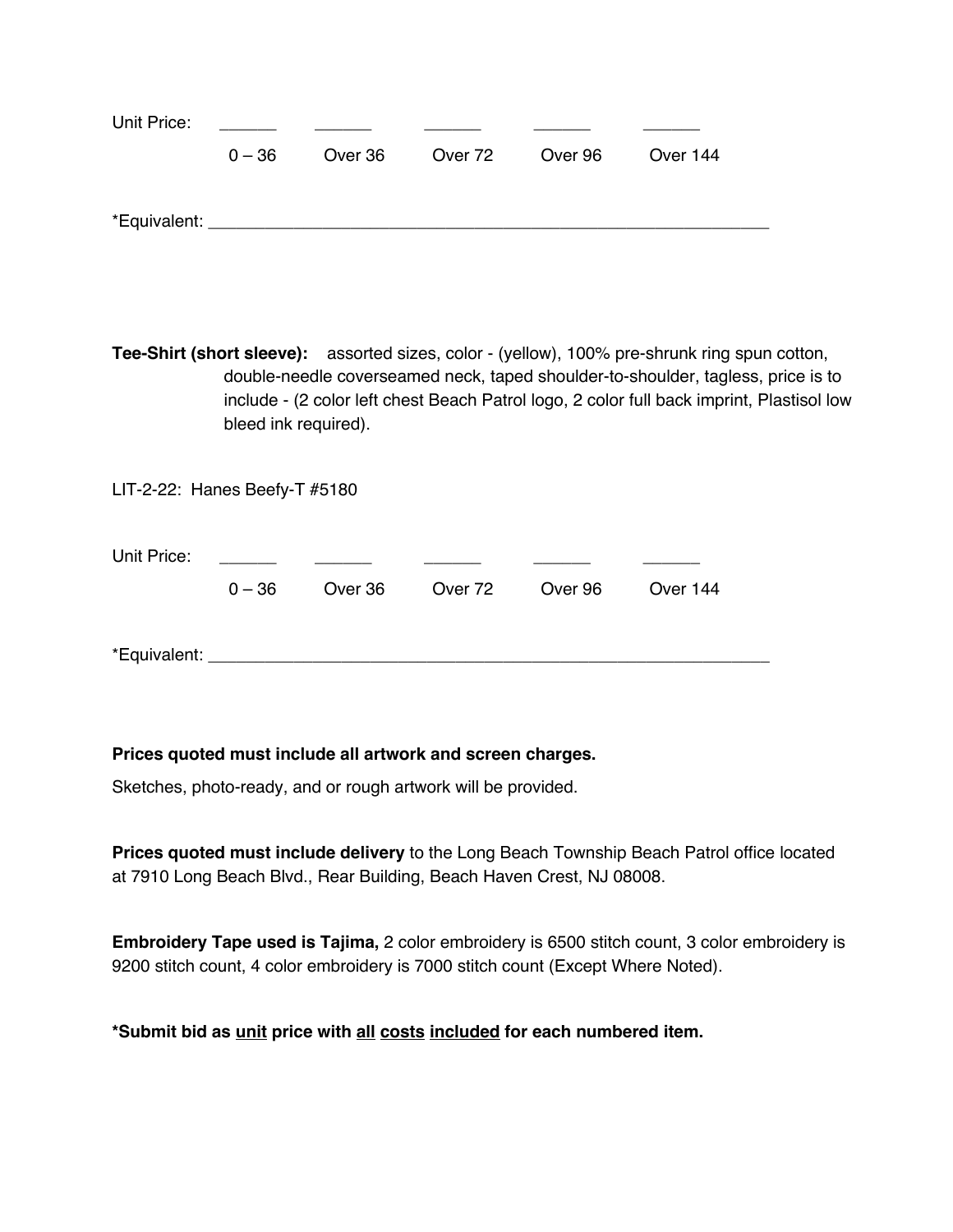| Unit Price: | ______ | ______ | ______ | ______ | ______ |
|---|---|---|---|---|---|
| | 0 – 36 | Over 36 | Over 72 | Over 96 | Over 144 |

*Equivalent: ____________________________________________________________

**Tee-Shirt (short sleeve):** assorted sizes, color - (yellow), 100% pre-shrunk ring spun cotton, double-needle coverseamed neck, taped shoulder-to-shoulder, tagless, price is to include - (2 color left chest Beach Patrol logo, 2 color full back imprint, Plastisol low bleed ink required).

LIT-2-22: Hanes Beefy-T #5180

| Unit Price: | ______ | ______ | ______ | ______ | ______ |
|---|---|---|---|---|---|
| | 0 – 36 | Over 36 | Over 72 | Over 96 | Over 144 |

*Equivalent: ____________________________________________________________

**Prices quoted must include all artwork and screen charges.**

Sketches, photo-ready, and or rough artwork will be provided.

**Prices quoted must include delivery** to the Long Beach Township Beach Patrol office located at 7910 Long Beach Blvd., Rear Building, Beach Haven Crest, NJ 08008.

**Embroidery Tape used is Tajima,** 2 color embroidery is 6500 stitch count, 3 color embroidery is 9200 stitch count, 4 color embroidery is 7000 stitch count (Except Where Noted).

***Submit bid as <u>unit</u> price with <u>all</u> <u>costs</u> <u>included</u> for each numbered item.**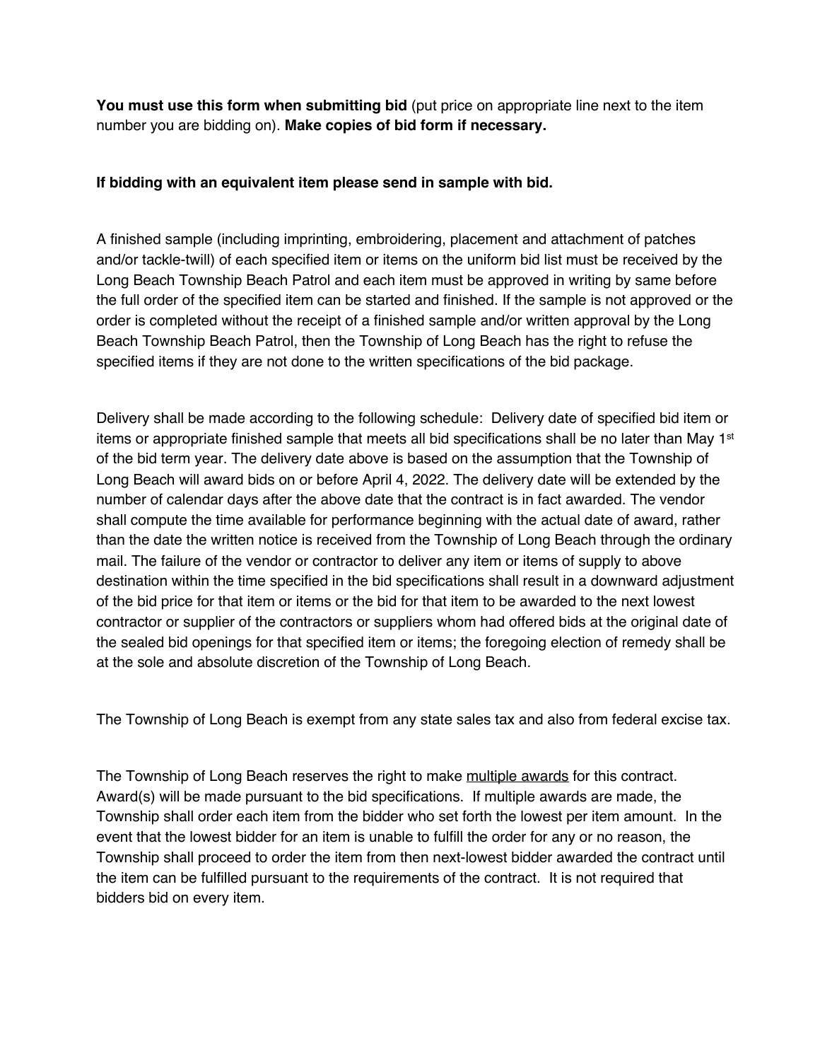**You must use this form when submitting bid** (put price on appropriate line next to the item number you are bidding on). **Make copies of bid form if necessary.**

**If bidding with an equivalent item please send in sample with bid.**

A finished sample (including imprinting, embroidering, placement and attachment of patches and/or tackle-twill) of each specified item or items on the uniform bid list must be received by the Long Beach Township Beach Patrol and each item must be approved in writing by same before the full order of the specified item can be started and finished. If the sample is not approved or the order is completed without the receipt of a finished sample and/or written approval by the Long Beach Township Beach Patrol, then the Township of Long Beach has the right to refuse the specified items if they are not done to the written specifications of the bid package.

Delivery shall be made according to the following schedule: Delivery date of specified bid item or items or appropriate finished sample that meets all bid specifications shall be no later than May 1st of the bid term year. The delivery date above is based on the assumption that the Township of Long Beach will award bids on or before April 4, 2022. The delivery date will be extended by the number of calendar days after the above date that the contract is in fact awarded. The vendor shall compute the time available for performance beginning with the actual date of award, rather than the date the written notice is received from the Township of Long Beach through the ordinary mail. The failure of the vendor or contractor to deliver any item or items of supply to above destination within the time specified in the bid specifications shall result in a downward adjustment of the bid price for that item or items or the bid for that item to be awarded to the next lowest contractor or supplier of the contractors or suppliers whom had offered bids at the original date of the sealed bid openings for that specified item or items; the foregoing election of remedy shall be at the sole and absolute discretion of the Township of Long Beach.

The Township of Long Beach is exempt from any state sales tax and also from federal excise tax.

The Township of Long Beach reserves the right to make multiple awards for this contract. Award(s) will be made pursuant to the bid specifications. If multiple awards are made, the Township shall order each item from the bidder who set forth the lowest per item amount. In the event that the lowest bidder for an item is unable to fulfill the order for any or no reason, the Township shall proceed to order the item from then next-lowest bidder awarded the contract until the item can be fulfilled pursuant to the requirements of the contract. It is not required that bidders bid on every item.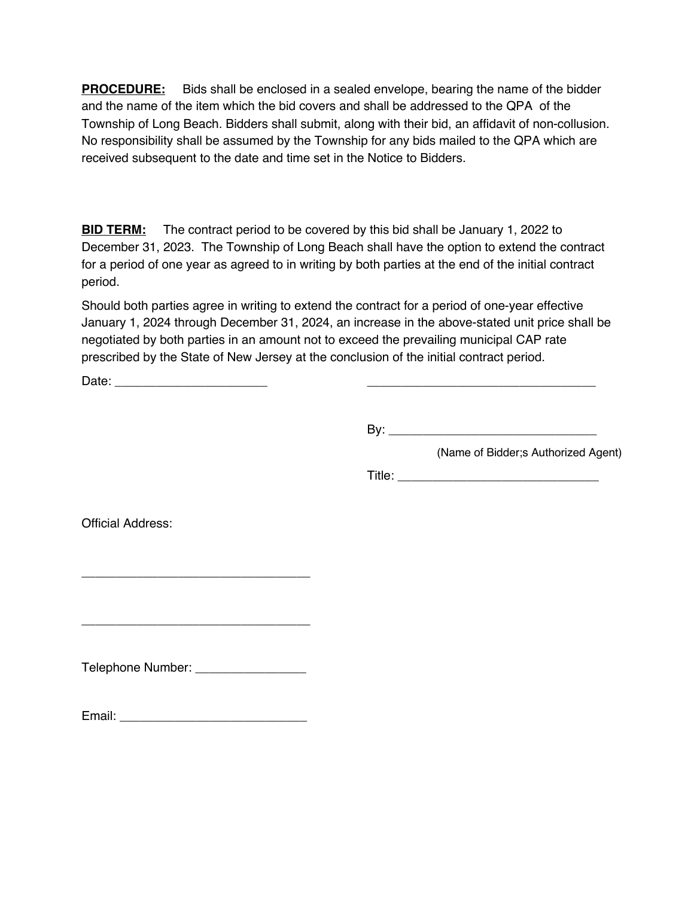**PROCEDURE:** Bids shall be enclosed in a sealed envelope, bearing the name of the bidder and the name of the item which the bid covers and shall be addressed to the QPA of the Township of Long Beach. Bidders shall submit, along with their bid, an affidavit of non-collusion. No responsibility shall be assumed by the Township for any bids mailed to the QPA which are received subsequent to the date and time set in the Notice to Bidders.

**BID TERM:** The contract period to be covered by this bid shall be January 1, 2022 to December 31, 2023. The Township of Long Beach shall have the option to extend the contract for a period of one year as agreed to in writing by both parties at the end of the initial contract period.

Should both parties agree in writing to extend the contract for a period of one-year effective January 1, 2024 through December 31, 2024, an increase in the above-stated unit price shall be negotiated by both parties in an amount not to exceed the prevailing municipal CAP rate prescribed by the State of New Jersey at the conclusion of the initial contract period.

Date: ______________________ __________________________________

By: ______________________________

(Name of Bidder;s Authorized Agent)

Title: _____________________________

Official Address:

_________________________________

_________________________________

Telephone Number: ________________

Email: ___________________________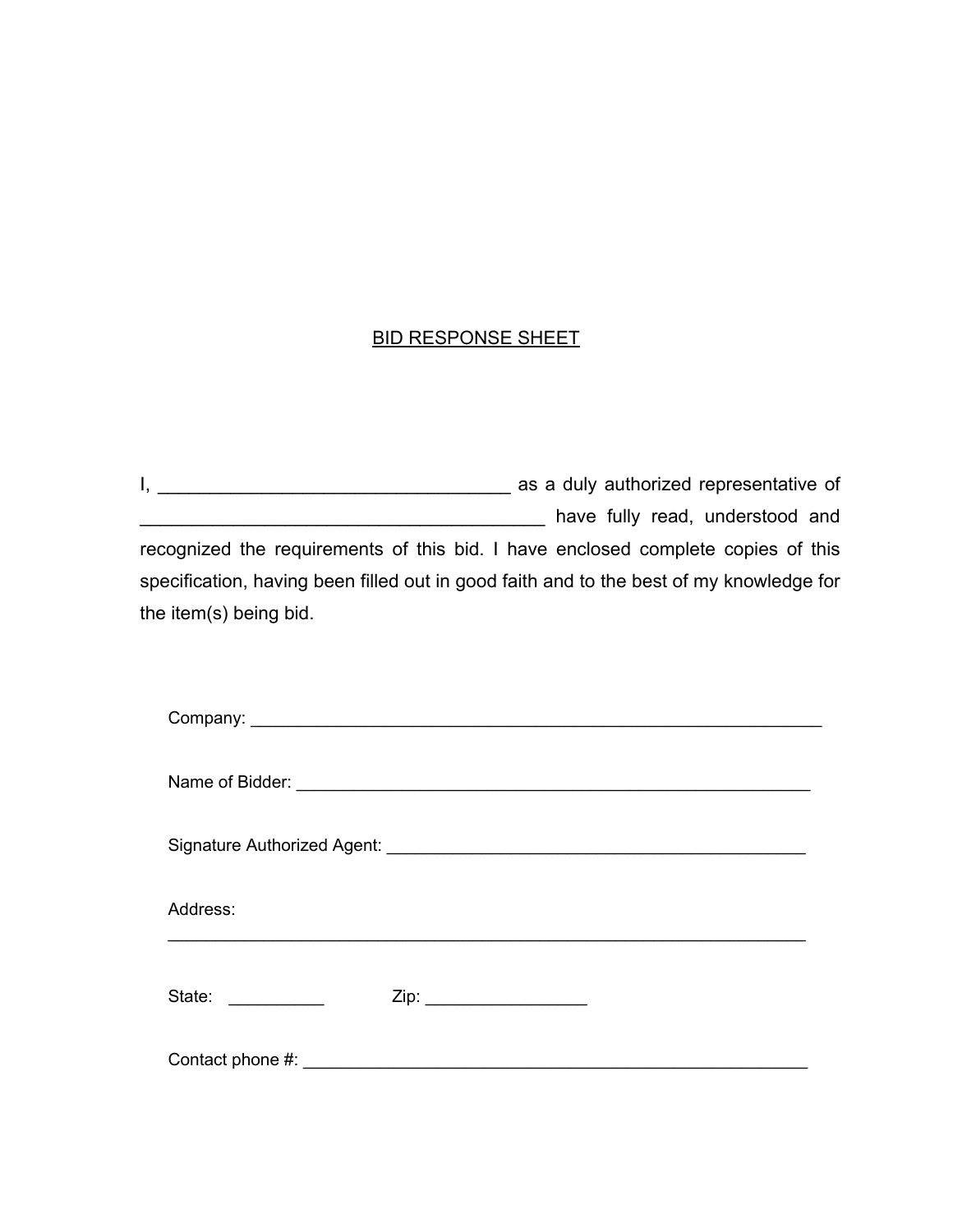BID RESPONSE SHEET

I, __________________________________ as a duly authorized representative of _______________________________________ have fully read, understood and recognized the requirements of this bid. I have enclosed complete copies of this specification, having been filled out in good faith and to the best of my knowledge for the item(s) being bid.

Company: _______________________________________________________

Name of Bidder: _________________________________________________

Signature Authorized Agent: ________________________________________

Address:
____________________________________________________________

State: __________ Zip: _________________

Contact phone #: _________________________________________________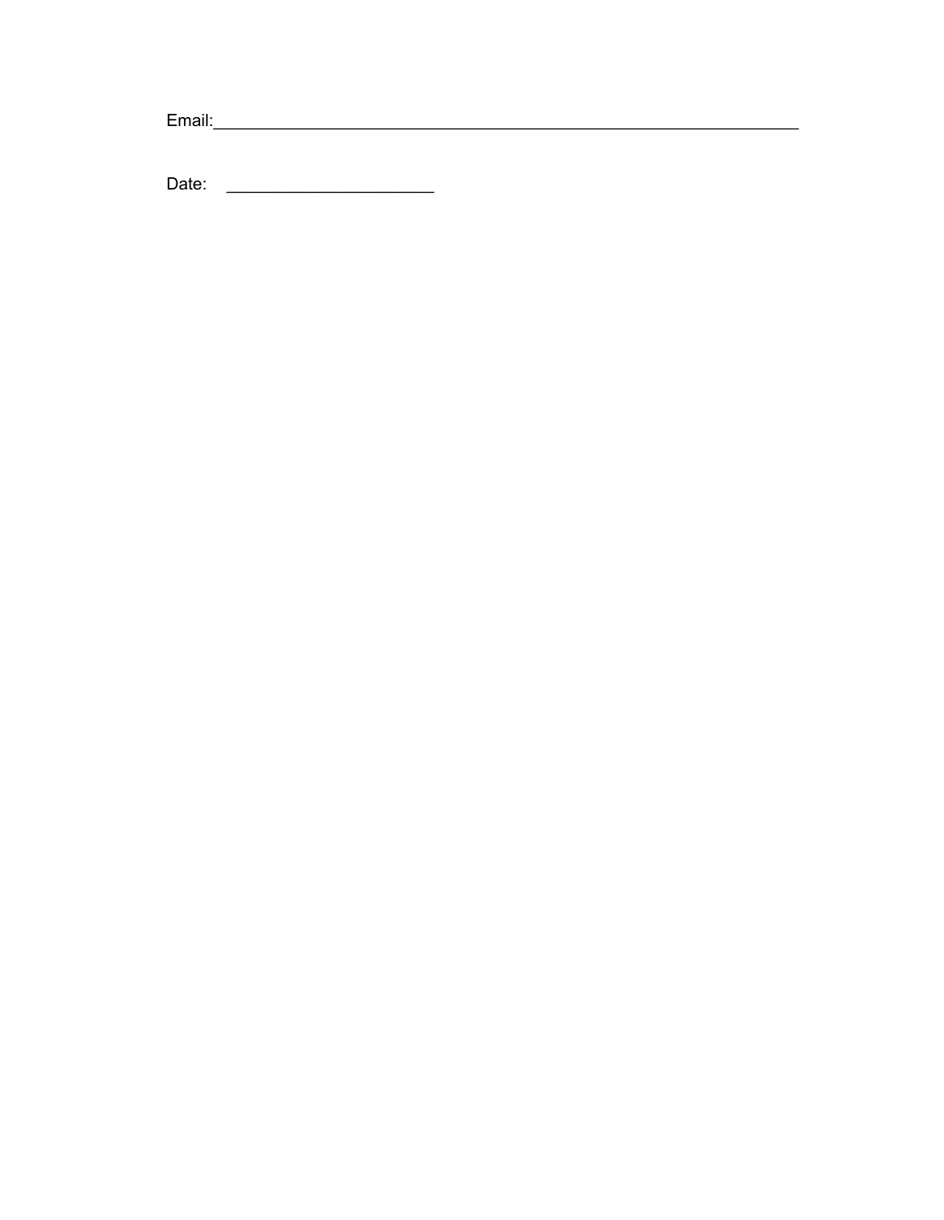Email:_________________________________________________________________

Date: _______________________